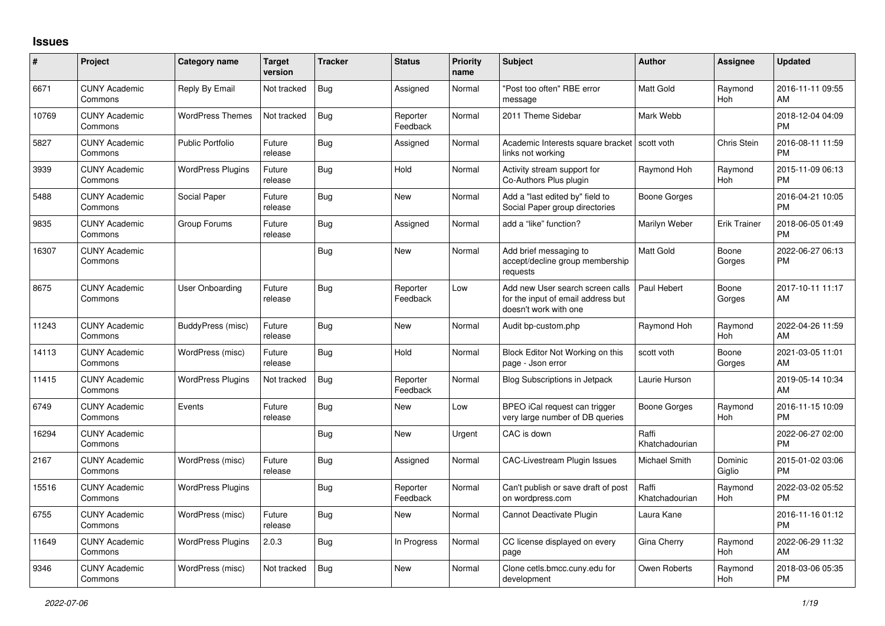## Issues

| # | Project | Category name | Target version | Tracker | Status | Priority name | Subject | Author | Assignee | Updated |
|---|---|---|---|---|---|---|---|---|---|---|
| 6671 | CUNY Academic Commons | Reply By Email | Not tracked | Bug | Assigned | Normal | "Post too often" RBE error message | Matt Gold | Raymond Hoh | 2016-11-11 09:55 AM |
| 10769 | CUNY Academic Commons | WordPress Themes | Not tracked | Bug | Reporter Feedback | Normal | 2011 Theme Sidebar | Mark Webb | | 2018-12-04 04:09 PM |
| 5827 | CUNY Academic Commons | Public Portfolio | Future release | Bug | Assigned | Normal | Academic Interests square bracket links not working | scott voth | Chris Stein | 2016-08-11 11:59 PM |
| 3939 | CUNY Academic Commons | WordPress Plugins | Future release | Bug | Hold | Normal | Activity stream support for Co-Authors Plus plugin | Raymond Hoh | Raymond Hoh | 2015-11-09 06:13 PM |
| 5488 | CUNY Academic Commons | Social Paper | Future release | Bug | New | Normal | Add a "last edited by" field to Social Paper group directories | Boone Gorges | | 2016-04-21 10:05 PM |
| 9835 | CUNY Academic Commons | Group Forums | Future release | Bug | Assigned | Normal | add a “like” function? | Marilyn Weber | Erik Trainer | 2018-06-05 01:49 PM |
| 16307 | CUNY Academic Commons | | | Bug | New | Normal | Add brief messaging to accept/decline group membership requests | Matt Gold | Boone Gorges | 2022-06-27 06:13 PM |
| 8675 | CUNY Academic Commons | User Onboarding | Future release | Bug | Reporter Feedback | Low | Add new User search screen calls for the input of email address but doesn't work with one | Paul Hebert | Boone Gorges | 2017-10-11 11:17 AM |
| 11243 | CUNY Academic Commons | BuddyPress (misc) | Future release | Bug | New | Normal | Audit bp-custom.php | Raymond Hoh | Raymond Hoh | 2022-04-26 11:59 AM |
| 14113 | CUNY Academic Commons | WordPress (misc) | Future release | Bug | Hold | Normal | Block Editor Not Working on this page - Json error | scott voth | Boone Gorges | 2021-03-05 11:01 AM |
| 11415 | CUNY Academic Commons | WordPress Plugins | Not tracked | Bug | Reporter Feedback | Normal | Blog Subscriptions in Jetpack | Laurie Hurson | | 2019-05-14 10:34 AM |
| 6749 | CUNY Academic Commons | Events | Future release | Bug | New | Low | BPEO iCal request can trigger very large number of DB queries | Boone Gorges | Raymond Hoh | 2016-11-15 10:09 PM |
| 16294 | CUNY Academic Commons | | | Bug | New | Urgent | CAC is down | Raffi Khatchadourian | | 2022-06-27 02:00 PM |
| 2167 | CUNY Academic Commons | WordPress (misc) | Future release | Bug | Assigned | Normal | CAC-Livestream Plugin Issues | Michael Smith | Dominic Giglio | 2015-01-02 03:06 PM |
| 15516 | CUNY Academic Commons | WordPress Plugins | | Bug | Reporter Feedback | Normal | Can't publish or save draft of post on wordpress.com | Raffi Khatchadourian | Raymond Hoh | 2022-03-02 05:52 PM |
| 6755 | CUNY Academic Commons | WordPress (misc) | Future release | Bug | New | Normal | Cannot Deactivate Plugin | Laura Kane | | 2016-11-16 01:12 PM |
| 11649 | CUNY Academic Commons | WordPress Plugins | 2.0.3 | Bug | In Progress | Normal | CC license displayed on every page | Gina Cherry | Raymond Hoh | 2022-06-29 11:32 AM |
| 9346 | CUNY Academic Commons | WordPress (misc) | Not tracked | Bug | New | Normal | Clone cetls.bmcc.cuny.edu for development | Owen Roberts | Raymond Hoh | 2018-03-06 05:35 PM |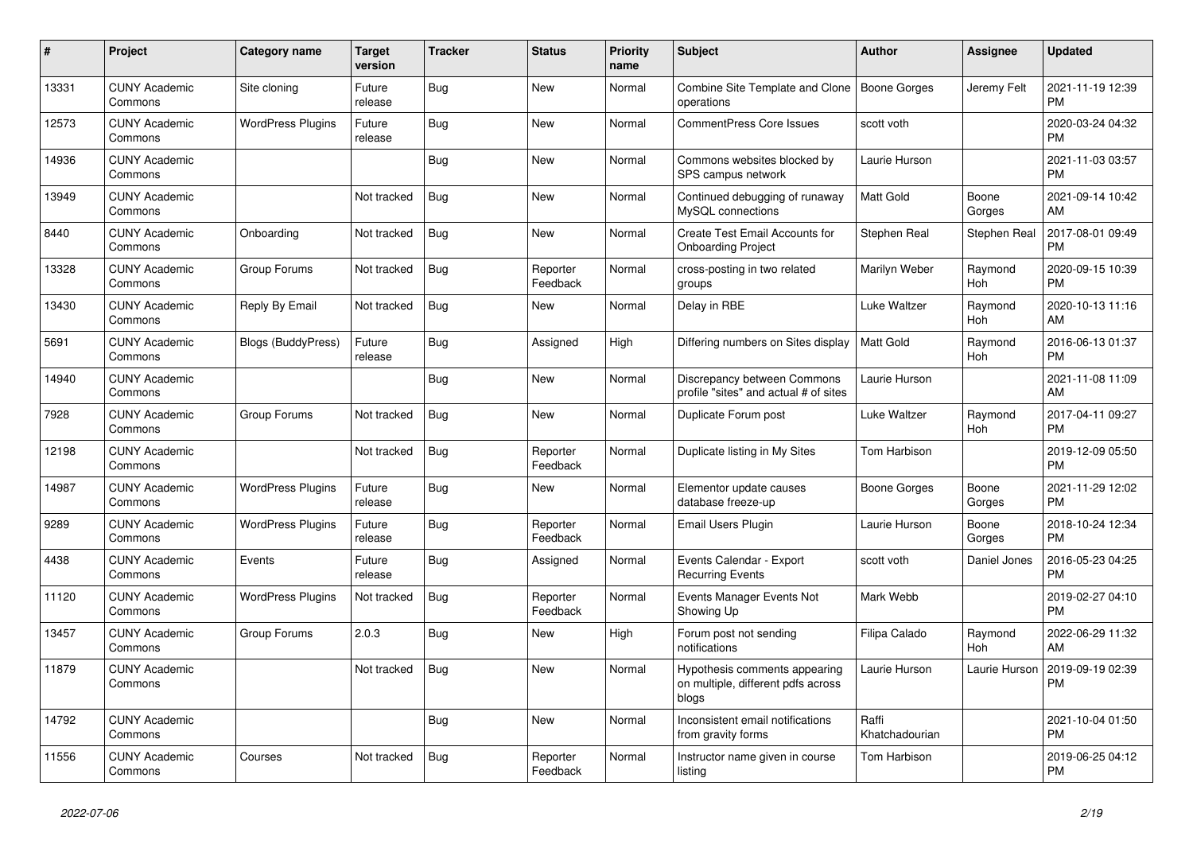| # | Project | Category name | Target version | Tracker | Status | Priority name | Subject | Author | Assignee | Updated |
|---|---|---|---|---|---|---|---|---|---|---|
| 13331 | CUNY Academic Commons | Site cloning | Future release | Bug | New | Normal | Combine Site Template and Clone operations | Boone Gorges | Jeremy Felt | 2021-11-19 12:39 PM |
| 12573 | CUNY Academic Commons | WordPress Plugins | Future release | Bug | New | Normal | CommentPress Core Issues | scott voth | | 2020-03-24 04:32 PM |
| 14936 | CUNY Academic Commons | | | Bug | New | Normal | Commons websites blocked by SPS campus network | Laurie Hurson | | 2021-11-03 03:57 PM |
| 13949 | CUNY Academic Commons | | Not tracked | Bug | New | Normal | Continued debugging of runaway MySQL connections | Matt Gold | Boone Gorges | 2021-09-14 10:42 AM |
| 8440 | CUNY Academic Commons | Onboarding | Not tracked | Bug | New | Normal | Create Test Email Accounts for Onboarding Project | Stephen Real | Stephen Real | 2017-08-01 09:49 PM |
| 13328 | CUNY Academic Commons | Group Forums | Not tracked | Bug | Reporter Feedback | Normal | cross-posting in two related groups | Marilyn Weber | Raymond Hoh | 2020-09-15 10:39 PM |
| 13430 | CUNY Academic Commons | Reply By Email | Not tracked | Bug | New | Normal | Delay in RBE | Luke Waltzer | Raymond Hoh | 2020-10-13 11:16 AM |
| 5691 | CUNY Academic Commons | Blogs (BuddyPress) | Future release | Bug | Assigned | High | Differing numbers on Sites display | Matt Gold | Raymond Hoh | 2016-06-13 01:37 PM |
| 14940 | CUNY Academic Commons | | | Bug | New | Normal | Discrepancy between Commons profile "sites" and actual # of sites | Laurie Hurson | | 2021-11-08 11:09 AM |
| 7928 | CUNY Academic Commons | Group Forums | Not tracked | Bug | New | Normal | Duplicate Forum post | Luke Waltzer | Raymond Hoh | 2017-04-11 09:27 PM |
| 12198 | CUNY Academic Commons | | Not tracked | Bug | Reporter Feedback | Normal | Duplicate listing in My Sites | Tom Harbison | | 2019-12-09 05:50 PM |
| 14987 | CUNY Academic Commons | WordPress Plugins | Future release | Bug | New | Normal | Elementor update causes database freeze-up | Boone Gorges | Boone Gorges | 2021-11-29 12:02 PM |
| 9289 | CUNY Academic Commons | WordPress Plugins | Future release | Bug | Reporter Feedback | Normal | Email Users Plugin | Laurie Hurson | Boone Gorges | 2018-10-24 12:34 PM |
| 4438 | CUNY Academic Commons | Events | Future release | Bug | Assigned | Normal | Events Calendar - Export Recurring Events | scott voth | Daniel Jones | 2016-05-23 04:25 PM |
| 11120 | CUNY Academic Commons | WordPress Plugins | Not tracked | Bug | Reporter Feedback | Normal | Events Manager Events Not Showing Up | Mark Webb | | 2019-02-27 04:10 PM |
| 13457 | CUNY Academic Commons | Group Forums | 2.0.3 | Bug | New | High | Forum post not sending notifications | Filipa Calado | Raymond Hoh | 2022-06-29 11:32 AM |
| 11879 | CUNY Academic Commons | | Not tracked | Bug | New | Normal | Hypothesis comments appearing on multiple, different pdfs across blogs | Laurie Hurson | Laurie Hurson | 2019-09-19 02:39 PM |
| 14792 | CUNY Academic Commons | | | Bug | New | Normal | Inconsistent email notifications from gravity forms | Raffi Khatchadourian | | 2021-10-04 01:50 PM |
| 11556 | CUNY Academic Commons | Courses | Not tracked | Bug | Reporter Feedback | Normal | Instructor name given in course listing | Tom Harbison | | 2019-06-25 04:12 PM |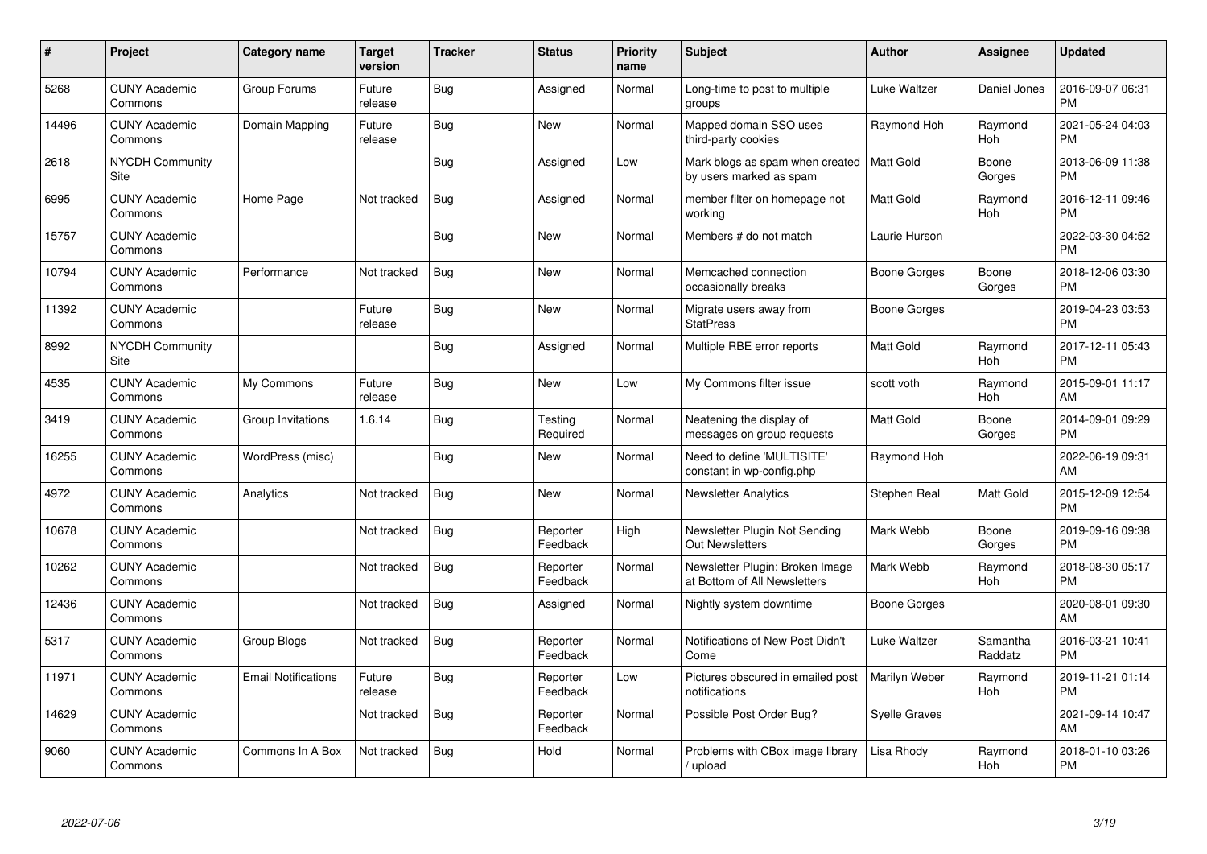| # | Project | Category name | Target version | Tracker | Status | Priority name | Subject | Author | Assignee | Updated |
|---|---|---|---|---|---|---|---|---|---|---|
| 5268 | CUNY Academic Commons | Group Forums | Future release | Bug | Assigned | Normal | Long-time to post to multiple groups | Luke Waltzer | Daniel Jones | 2016-09-07 06:31 PM |
| 14496 | CUNY Academic Commons | Domain Mapping | Future release | Bug | New | Normal | Mapped domain SSO uses third-party cookies | Raymond Hoh | Raymond Hoh | 2021-05-24 04:03 PM |
| 2618 | NYCDH Community Site | | | Bug | Assigned | Low | Mark blogs as spam when created by users marked as spam | Matt Gold | Boone Gorges | 2013-06-09 11:38 PM |
| 6995 | CUNY Academic Commons | Home Page | Not tracked | Bug | Assigned | Normal | member filter on homepage not working | Matt Gold | Raymond Hoh | 2016-12-11 09:46 PM |
| 15757 | CUNY Academic Commons | | | Bug | New | Normal | Members # do not match | Laurie Hurson | | 2022-03-30 04:52 PM |
| 10794 | CUNY Academic Commons | Performance | Not tracked | Bug | New | Normal | Memcached connection occasionally breaks | Boone Gorges | Boone Gorges | 2018-12-06 03:30 PM |
| 11392 | CUNY Academic Commons | | Future release | Bug | New | Normal | Migrate users away from StatPress | Boone Gorges | | 2019-04-23 03:53 PM |
| 8992 | NYCDH Community Site | | | Bug | Assigned | Normal | Multiple RBE error reports | Matt Gold | Raymond Hoh | 2017-12-11 05:43 PM |
| 4535 | CUNY Academic Commons | My Commons | Future release | Bug | New | Low | My Commons filter issue | scott voth | Raymond Hoh | 2015-09-01 11:17 AM |
| 3419 | CUNY Academic Commons | Group Invitations | 1.6.14 | Bug | Testing Required | Normal | Neatening the display of messages on group requests | Matt Gold | Boone Gorges | 2014-09-01 09:29 PM |
| 16255 | CUNY Academic Commons | WordPress (misc) | | Bug | New | Normal | Need to define 'MULTISITE' constant in wp-config.php | Raymond Hoh | | 2022-06-19 09:31 AM |
| 4972 | CUNY Academic Commons | Analytics | Not tracked | Bug | New | Normal | Newsletter Analytics | Stephen Real | Matt Gold | 2015-12-09 12:54 PM |
| 10678 | CUNY Academic Commons | | Not tracked | Bug | Reporter Feedback | High | Newsletter Plugin Not Sending Out Newsletters | Mark Webb | Boone Gorges | 2019-09-16 09:38 PM |
| 10262 | CUNY Academic Commons | | Not tracked | Bug | Reporter Feedback | Normal | Newsletter Plugin: Broken Image at Bottom of All Newsletters | Mark Webb | Raymond Hoh | 2018-08-30 05:17 PM |
| 12436 | CUNY Academic Commons | | Not tracked | Bug | Assigned | Normal | Nightly system downtime | Boone Gorges | | 2020-08-01 09:30 AM |
| 5317 | CUNY Academic Commons | Group Blogs | Not tracked | Bug | Reporter Feedback | Normal | Notifications of New Post Didn't Come | Luke Waltzer | Samantha Raddatz | 2016-03-21 10:41 PM |
| 11971 | CUNY Academic Commons | Email Notifications | Future release | Bug | Reporter Feedback | Low | Pictures obscured in emailed post notifications | Marilyn Weber | Raymond Hoh | 2019-11-21 01:14 PM |
| 14629 | CUNY Academic Commons | | Not tracked | Bug | Reporter Feedback | Normal | Possible Post Order Bug? | Syelle Graves | | 2021-09-14 10:47 AM |
| 9060 | CUNY Academic Commons | Commons In A Box | Not tracked | Bug | Hold | Normal | Problems with CBox image library / upload | Lisa Rhody | Raymond Hoh | 2018-01-10 03:26 PM |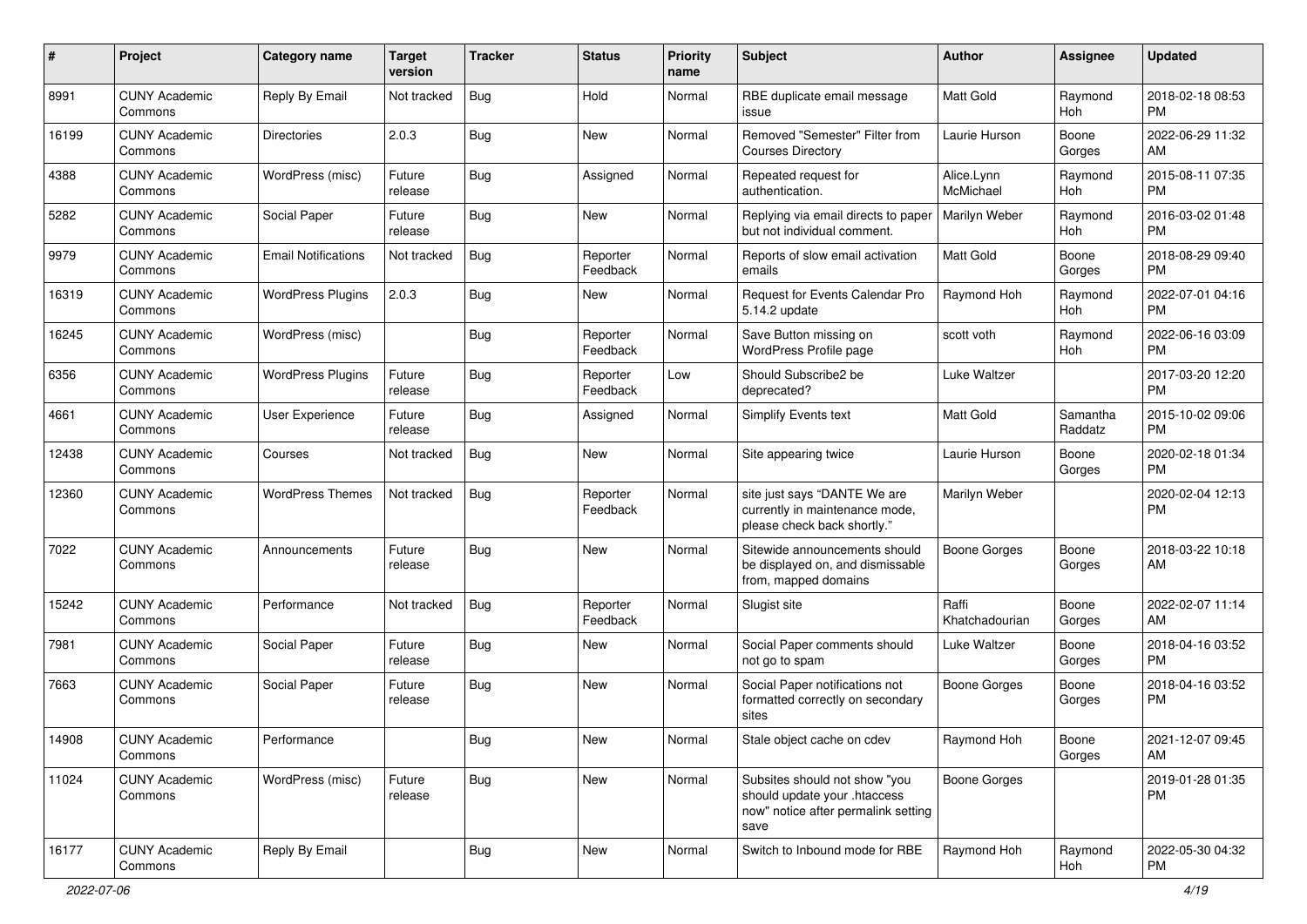| # | Project | Category name | Target version | Tracker | Status | Priority name | Subject | Author | Assignee | Updated |
|---|---|---|---|---|---|---|---|---|---|---|
| 8991 | CUNY Academic Commons | Reply By Email | Not tracked | Bug | Hold | Normal | RBE duplicate email message issue | Matt Gold | Raymond Hoh | 2018-02-18 08:53 PM |
| 16199 | CUNY Academic Commons | Directories | 2.0.3 | Bug | New | Normal | Removed "Semester" Filter from Courses Directory | Laurie Hurson | Boone Gorges | 2022-06-29 11:32 AM |
| 4388 | CUNY Academic Commons | WordPress (misc) | Future release | Bug | Assigned | Normal | Repeated request for authentication. | Alice.Lynn McMichael | Raymond Hoh | 2015-08-11 07:35 PM |
| 5282 | CUNY Academic Commons | Social Paper | Future release | Bug | New | Normal | Replying via email directs to paper but not individual comment. | Marilyn Weber | Raymond Hoh | 2016-03-02 01:48 PM |
| 9979 | CUNY Academic Commons | Email Notifications | Not tracked | Bug | Reporter Feedback | Normal | Reports of slow email activation emails | Matt Gold | Boone Gorges | 2018-08-29 09:40 PM |
| 16319 | CUNY Academic Commons | WordPress Plugins | 2.0.3 | Bug | New | Normal | Request for Events Calendar Pro 5.14.2 update | Raymond Hoh | Raymond Hoh | 2022-07-01 04:16 PM |
| 16245 | CUNY Academic Commons | WordPress (misc) | | Bug | Reporter Feedback | Normal | Save Button missing on WordPress Profile page | scott voth | Raymond Hoh | 2022-06-16 03:09 PM |
| 6356 | CUNY Academic Commons | WordPress Plugins | Future release | Bug | Reporter Feedback | Low | Should Subscribe2 be deprecated? | Luke Waltzer | | 2017-03-20 12:20 PM |
| 4661 | CUNY Academic Commons | User Experience | Future release | Bug | Assigned | Normal | Simplify Events text | Matt Gold | Samantha Raddatz | 2015-10-02 09:06 PM |
| 12438 | CUNY Academic Commons | Courses | Not tracked | Bug | New | Normal | Site appearing twice | Laurie Hurson | Boone Gorges | 2020-02-18 01:34 PM |
| 12360 | CUNY Academic Commons | WordPress Themes | Not tracked | Bug | Reporter Feedback | Normal | site just says "DANTE We are currently in maintenance mode, please check back shortly." | Marilyn Weber | | 2020-02-04 12:13 PM |
| 7022 | CUNY Academic Commons | Announcements | Future release | Bug | New | Normal | Sitewide announcements should be displayed on, and dismissable from, mapped domains | Boone Gorges | Boone Gorges | 2018-03-22 10:18 AM |
| 15242 | CUNY Academic Commons | Performance | Not tracked | Bug | Reporter Feedback | Normal | Slugist site | Raffi Khatchadourian | Boone Gorges | 2022-02-07 11:14 AM |
| 7981 | CUNY Academic Commons | Social Paper | Future release | Bug | New | Normal | Social Paper comments should not go to spam | Luke Waltzer | Boone Gorges | 2018-04-16 03:52 PM |
| 7663 | CUNY Academic Commons | Social Paper | Future release | Bug | New | Normal | Social Paper notifications not formatted correctly on secondary sites | Boone Gorges | Boone Gorges | 2018-04-16 03:52 PM |
| 14908 | CUNY Academic Commons | Performance | | Bug | New | Normal | Stale object cache on cdev | Raymond Hoh | Boone Gorges | 2021-12-07 09:45 AM |
| 11024 | CUNY Academic Commons | WordPress (misc) | Future release | Bug | New | Normal | Subsites should not show "you should update your .htaccess now" notice after permalink setting save | Boone Gorges | | 2019-01-28 01:35 PM |
| 16177 | CUNY Academic Commons | Reply By Email | | Bug | New | Normal | Switch to Inbound mode for RBE | Raymond Hoh | Raymond Hoh | 2022-05-30 04:32 PM |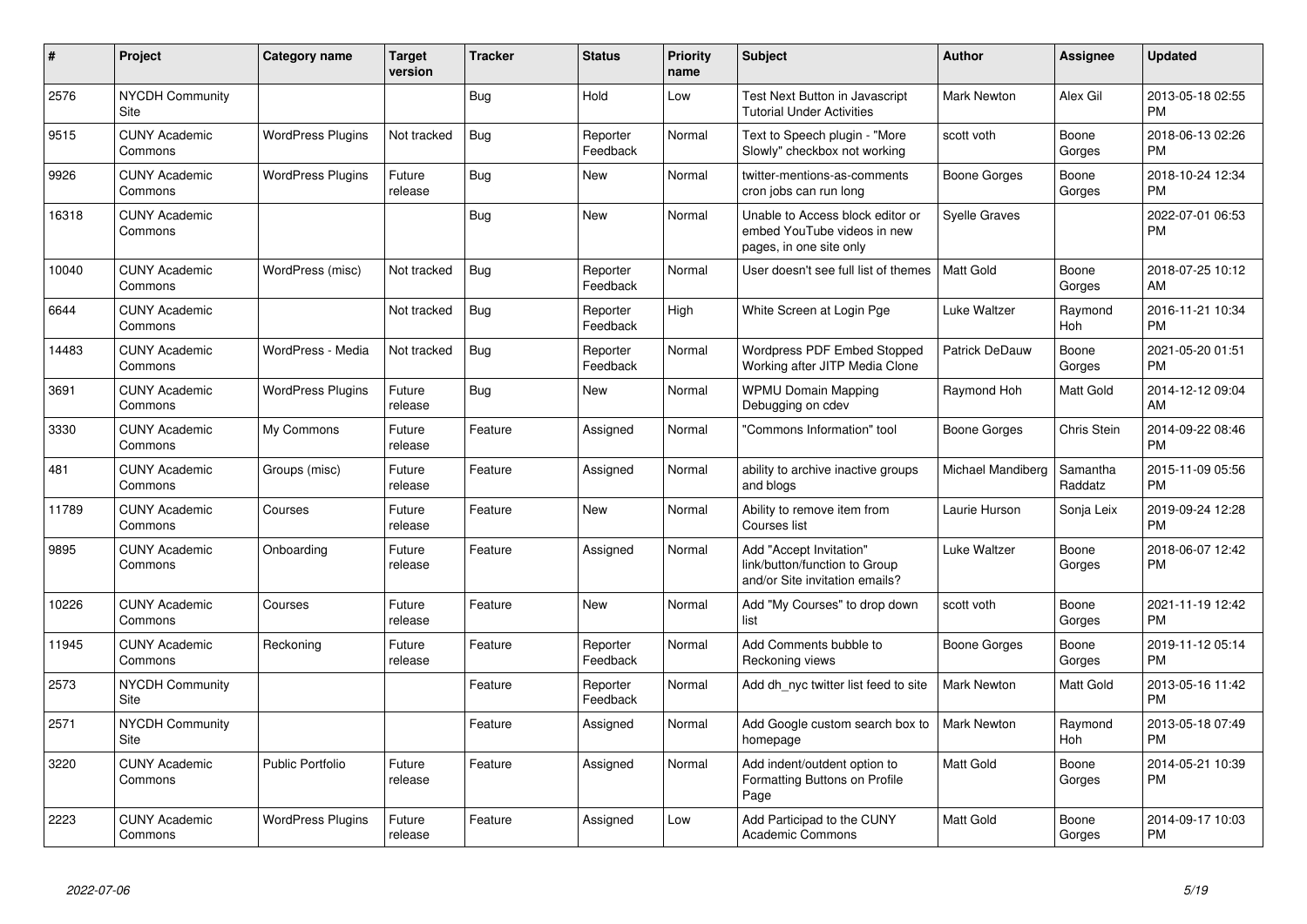| # | Project | Category name | Target version | Tracker | Status | Priority name | Subject | Author | Assignee | Updated |
|---|---|---|---|---|---|---|---|---|---|---|
| 2576 | NYCDH Community Site | | | Bug | Hold | Low | Test Next Button in Javascript Tutorial Under Activities | Mark Newton | Alex Gil | 2013-05-18 02:55 PM |
| 9515 | CUNY Academic Commons | WordPress Plugins | Not tracked | Bug | Reporter Feedback | Normal | Text to Speech plugin - "More Slowly" checkbox not working | scott voth | Boone Gorges | 2018-06-13 02:26 PM |
| 9926 | CUNY Academic Commons | WordPress Plugins | Future release | Bug | New | Normal | twitter-mentions-as-comments cron jobs can run long | Boone Gorges | Boone Gorges | 2018-10-24 12:34 PM |
| 16318 | CUNY Academic Commons | | | Bug | New | Normal | Unable to Access block editor or embed YouTube videos in new pages, in one site only | Syelle Graves | | 2022-07-01 06:53 PM |
| 10040 | CUNY Academic Commons | WordPress (misc) | Not tracked | Bug | Reporter Feedback | Normal | User doesn't see full list of themes | Matt Gold | Boone Gorges | 2018-07-25 10:12 AM |
| 6644 | CUNY Academic Commons | | Not tracked | Bug | Reporter Feedback | High | White Screen at Login Pge | Luke Waltzer | Raymond Hoh | 2016-11-21 10:34 PM |
| 14483 | CUNY Academic Commons | WordPress - Media | Not tracked | Bug | Reporter Feedback | Normal | Wordpress PDF Embed Stopped Working after JITP Media Clone | Patrick DeDauw | Boone Gorges | 2021-05-20 01:51 PM |
| 3691 | CUNY Academic Commons | WordPress Plugins | Future release | Bug | New | Normal | WPMU Domain Mapping Debugging on cdev | Raymond Hoh | Matt Gold | 2014-12-12 09:04 AM |
| 3330 | CUNY Academic Commons | My Commons | Future release | Feature | Assigned | Normal | "Commons Information" tool | Boone Gorges | Chris Stein | 2014-09-22 08:46 PM |
| 481 | CUNY Academic Commons | Groups (misc) | Future release | Feature | Assigned | Normal | ability to archive inactive groups and blogs | Michael Mandiberg | Samantha Raddatz | 2015-11-09 05:56 PM |
| 11789 | CUNY Academic Commons | Courses | Future release | Feature | New | Normal | Ability to remove item from Courses list | Laurie Hurson | Sonja Leix | 2019-09-24 12:28 PM |
| 9895 | CUNY Academic Commons | Onboarding | Future release | Feature | Assigned | Normal | Add "Accept Invitation" link/button/function to Group and/or Site invitation emails? | Luke Waltzer | Boone Gorges | 2018-06-07 12:42 PM |
| 10226 | CUNY Academic Commons | Courses | Future release | Feature | New | Normal | Add "My Courses" to drop down list | scott voth | Boone Gorges | 2021-11-19 12:42 PM |
| 11945 | CUNY Academic Commons | Reckoning | Future release | Feature | Reporter Feedback | Normal | Add Comments bubble to Reckoning views | Boone Gorges | Boone Gorges | 2019-11-12 05:14 PM |
| 2573 | NYCDH Community Site | | | Feature | Reporter Feedback | Normal | Add dh_nyc twitter list feed to site | Mark Newton | Matt Gold | 2013-05-16 11:42 PM |
| 2571 | NYCDH Community Site | | | Feature | Assigned | Normal | Add Google custom search box to homepage | Mark Newton | Raymond Hoh | 2013-05-18 07:49 PM |
| 3220 | CUNY Academic Commons | Public Portfolio | Future release | Feature | Assigned | Normal | Add indent/outdent option to Formatting Buttons on Profile Page | Matt Gold | Boone Gorges | 2014-05-21 10:39 PM |
| 2223 | CUNY Academic Commons | WordPress Plugins | Future release | Feature | Assigned | Low | Add Participad to the CUNY Academic Commons | Matt Gold | Boone Gorges | 2014-09-17 10:03 PM |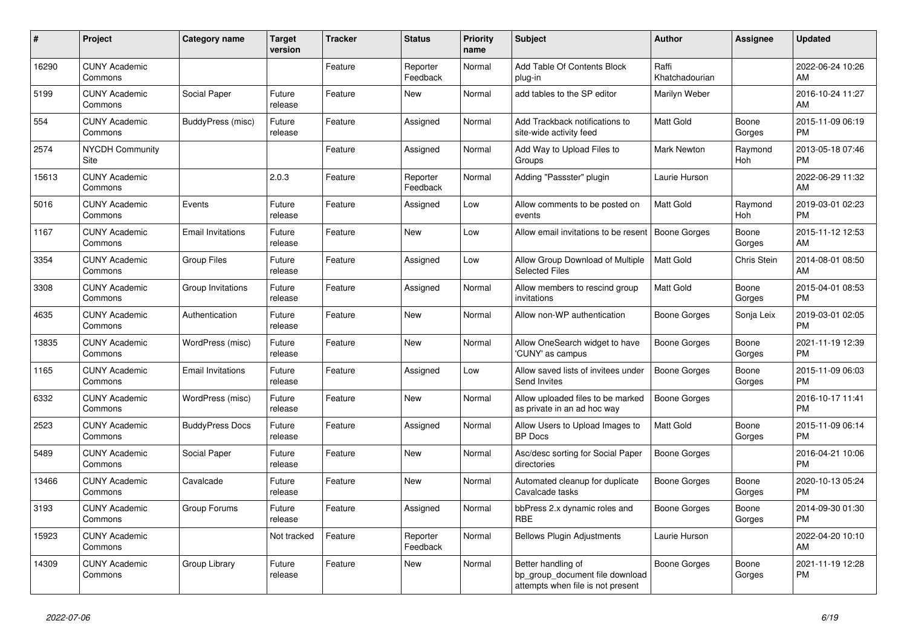| # | Project | Category name | Target version | Tracker | Status | Priority name | Subject | Author | Assignee | Updated |
|---|---|---|---|---|---|---|---|---|---|---|
| 16290 | CUNY Academic Commons | | | Feature | Reporter Feedback | Normal | Add Table Of Contents Block plug-in | Raffi Khatchadourian | | 2022-06-24 10:26 AM |
| 5199 | CUNY Academic Commons | Social Paper | Future release | Feature | New | Normal | add tables to the SP editor | Marilyn Weber | | 2016-10-24 11:27 AM |
| 554 | CUNY Academic Commons | BuddyPress (misc) | Future release | Feature | Assigned | Normal | Add Trackback notifications to site-wide activity feed | Matt Gold | Boone Gorges | 2015-11-09 06:19 PM |
| 2574 | NYCDH Community Site | | | Feature | Assigned | Normal | Add Way to Upload Files to Groups | Mark Newton | Raymond Hoh | 2013-05-18 07:46 PM |
| 15613 | CUNY Academic Commons | | 2.0.3 | Feature | Reporter Feedback | Normal | Adding "Passster" plugin | Laurie Hurson | | 2022-06-29 11:32 AM |
| 5016 | CUNY Academic Commons | Events | Future release | Feature | Assigned | Low | Allow comments to be posted on events | Matt Gold | Raymond Hoh | 2019-03-01 02:23 PM |
| 1167 | CUNY Academic Commons | Email Invitations | Future release | Feature | New | Low | Allow email invitations to be resent | Boone Gorges | Boone Gorges | 2015-11-12 12:53 AM |
| 3354 | CUNY Academic Commons | Group Files | Future release | Feature | Assigned | Low | Allow Group Download of Multiple Selected Files | Matt Gold | Chris Stein | 2014-08-01 08:50 AM |
| 3308 | CUNY Academic Commons | Group Invitations | Future release | Feature | Assigned | Normal | Allow members to rescind group invitations | Matt Gold | Boone Gorges | 2015-04-01 08:53 PM |
| 4635 | CUNY Academic Commons | Authentication | Future release | Feature | New | Normal | Allow non-WP authentication | Boone Gorges | Sonja Leix | 2019-03-01 02:05 PM |
| 13835 | CUNY Academic Commons | WordPress (misc) | Future release | Feature | New | Normal | Allow OneSearch widget to have 'CUNY' as campus | Boone Gorges | Boone Gorges | 2021-11-19 12:39 PM |
| 1165 | CUNY Academic Commons | Email Invitations | Future release | Feature | Assigned | Low | Allow saved lists of invitees under Send Invites | Boone Gorges | Boone Gorges | 2015-11-09 06:03 PM |
| 6332 | CUNY Academic Commons | WordPress (misc) | Future release | Feature | New | Normal | Allow uploaded files to be marked as private in an ad hoc way | Boone Gorges | | 2016-10-17 11:41 PM |
| 2523 | CUNY Academic Commons | BuddyPress Docs | Future release | Feature | Assigned | Normal | Allow Users to Upload Images to BP Docs | Matt Gold | Boone Gorges | 2015-11-09 06:14 PM |
| 5489 | CUNY Academic Commons | Social Paper | Future release | Feature | New | Normal | Asc/desc sorting for Social Paper directories | Boone Gorges | | 2016-04-21 10:06 PM |
| 13466 | CUNY Academic Commons | Cavalcade | Future release | Feature | New | Normal | Automated cleanup for duplicate Cavalcade tasks | Boone Gorges | Boone Gorges | 2020-10-13 05:24 PM |
| 3193 | CUNY Academic Commons | Group Forums | Future release | Feature | Assigned | Normal | bbPress 2.x dynamic roles and RBE | Boone Gorges | Boone Gorges | 2014-09-30 01:30 PM |
| 15923 | CUNY Academic Commons | | Not tracked | Feature | Reporter Feedback | Normal | Bellows Plugin Adjustments | Laurie Hurson | | 2022-04-20 10:10 AM |
| 14309 | CUNY Academic Commons | Group Library | Future release | Feature | New | Normal | Better handling of bp_group_document file download attempts when file is not present | Boone Gorges | Boone Gorges | 2021-11-19 12:28 PM |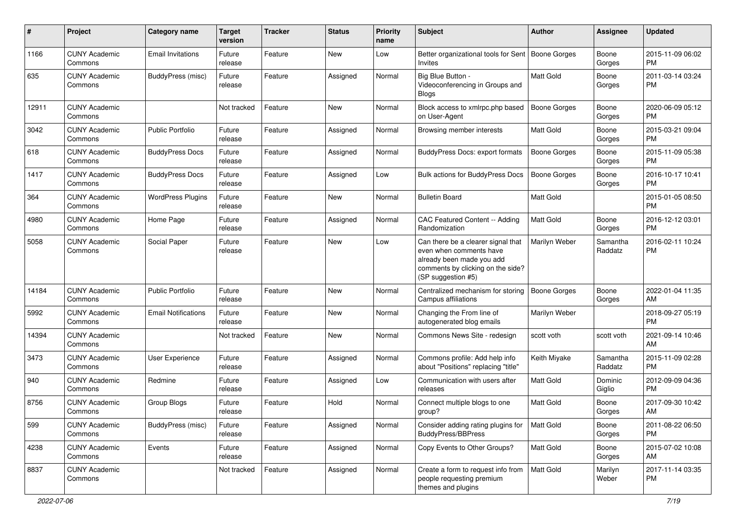| # | Project | Category name | Target version | Tracker | Status | Priority name | Subject | Author | Assignee | Updated |
|---|---|---|---|---|---|---|---|---|---|---|
| 1166 | CUNY Academic Commons | Email Invitations | Future release | Feature | New | Low | Better organizational tools for Sent Invites | Boone Gorges | Boone Gorges | 2015-11-09 06:02 PM |
| 635 | CUNY Academic Commons | BuddyPress (misc) | Future release | Feature | Assigned | Normal | Big Blue Button - Videoconferencing in Groups and Blogs | Matt Gold | Boone Gorges | 2011-03-14 03:24 PM |
| 12911 | CUNY Academic Commons | | Not tracked | Feature | New | Normal | Block access to xmlrpc.php based on User-Agent | Boone Gorges | Boone Gorges | 2020-06-09 05:12 PM |
| 3042 | CUNY Academic Commons | Public Portfolio | Future release | Feature | Assigned | Normal | Browsing member interests | Matt Gold | Boone Gorges | 2015-03-21 09:04 PM |
| 618 | CUNY Academic Commons | BuddyPress Docs | Future release | Feature | Assigned | Normal | BuddyPress Docs: export formats | Boone Gorges | Boone Gorges | 2015-11-09 05:38 PM |
| 1417 | CUNY Academic Commons | BuddyPress Docs | Future release | Feature | Assigned | Low | Bulk actions for BuddyPress Docs | Boone Gorges | Boone Gorges | 2016-10-17 10:41 PM |
| 364 | CUNY Academic Commons | WordPress Plugins | Future release | Feature | New | Normal | Bulletin Board | Matt Gold | | 2015-01-05 08:50 PM |
| 4980 | CUNY Academic Commons | Home Page | Future release | Feature | Assigned | Normal | CAC Featured Content -- Adding Randomization | Matt Gold | Boone Gorges | 2016-12-12 03:01 PM |
| 5058 | CUNY Academic Commons | Social Paper | Future release | Feature | New | Low | Can there be a clearer signal that even when comments have already been made you add comments by clicking on the side? (SP suggestion #5) | Marilyn Weber | Samantha Raddatz | 2016-02-11 10:24 PM |
| 14184 | CUNY Academic Commons | Public Portfolio | Future release | Feature | New | Normal | Centralized mechanism for storing Campus affiliations | Boone Gorges | Boone Gorges | 2022-01-04 11:35 AM |
| 5992 | CUNY Academic Commons | Email Notifications | Future release | Feature | New | Normal | Changing the From line of autogenerated blog emails | Marilyn Weber | | 2018-09-27 05:19 PM |
| 14394 | CUNY Academic Commons | | Not tracked | Feature | New | Normal | Commons News Site - redesign | scott voth | scott voth | 2021-09-14 10:46 AM |
| 3473 | CUNY Academic Commons | User Experience | Future release | Feature | Assigned | Normal | Commons profile: Add help info about "Positions" replacing "title" | Keith Miyake | Samantha Raddatz | 2015-11-09 02:28 PM |
| 940 | CUNY Academic Commons | Redmine | Future release | Feature | Assigned | Low | Communication with users after releases | Matt Gold | Dominic Giglio | 2012-09-09 04:36 PM |
| 8756 | CUNY Academic Commons | Group Blogs | Future release | Feature | Hold | Normal | Connect multiple blogs to one group? | Matt Gold | Boone Gorges | 2017-09-30 10:42 AM |
| 599 | CUNY Academic Commons | BuddyPress (misc) | Future release | Feature | Assigned | Normal | Consider adding rating plugins for BuddyPress/BBPress | Matt Gold | Boone Gorges | 2011-08-22 06:50 PM |
| 4238 | CUNY Academic Commons | Events | Future release | Feature | Assigned | Normal | Copy Events to Other Groups? | Matt Gold | Boone Gorges | 2015-07-02 10:08 AM |
| 8837 | CUNY Academic Commons | | Not tracked | Feature | Assigned | Normal | Create a form to request info from people requesting premium themes and plugins | Matt Gold | Marilyn Weber | 2017-11-14 03:35 PM |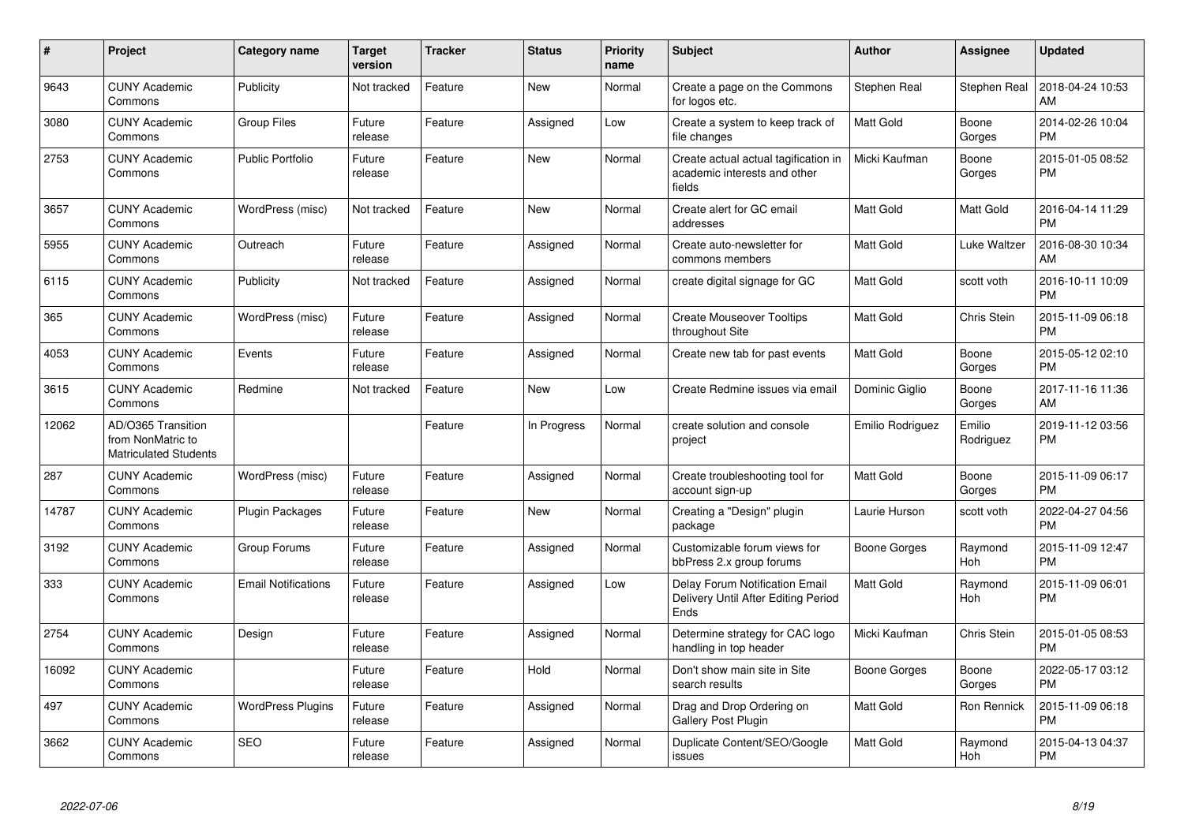| # | Project | Category name | Target version | Tracker | Status | Priority name | Subject | Author | Assignee | Updated |
|---|---|---|---|---|---|---|---|---|---|---|
| 9643 | CUNY Academic Commons | Publicity | Not tracked | Feature | New | Normal | Create a page on the Commons for logos etc. | Stephen Real | Stephen Real | 2018-04-24 10:53 AM |
| 3080 | CUNY Academic Commons | Group Files | Future release | Feature | Assigned | Low | Create a system to keep track of file changes | Matt Gold | Boone Gorges | 2014-02-26 10:04 PM |
| 2753 | CUNY Academic Commons | Public Portfolio | Future release | Feature | New | Normal | Create actual actual tagification in academic interests and other fields | Micki Kaufman | Boone Gorges | 2015-01-05 08:52 PM |
| 3657 | CUNY Academic Commons | WordPress (misc) | Not tracked | Feature | New | Normal | Create alert for GC email addresses | Matt Gold | Matt Gold | 2016-04-14 11:29 PM |
| 5955 | CUNY Academic Commons | Outreach | Future release | Feature | Assigned | Normal | Create auto-newsletter for commons members | Matt Gold | Luke Waltzer | 2016-08-30 10:34 AM |
| 6115 | CUNY Academic Commons | Publicity | Not tracked | Feature | Assigned | Normal | create digital signage for GC | Matt Gold | scott voth | 2016-10-11 10:09 PM |
| 365 | CUNY Academic Commons | WordPress (misc) | Future release | Feature | Assigned | Normal | Create Mouseover Tooltips throughout Site | Matt Gold | Chris Stein | 2015-11-09 06:18 PM |
| 4053 | CUNY Academic Commons | Events | Future release | Feature | Assigned | Normal | Create new tab for past events | Matt Gold | Boone Gorges | 2015-05-12 02:10 PM |
| 3615 | CUNY Academic Commons | Redmine | Not tracked | Feature | New | Low | Create Redmine issues via email | Dominic Giglio | Boone Gorges | 2017-11-16 11:36 AM |
| 12062 | AD/O365 Transition from NonMatric to Matriculated Students | | | Feature | In Progress | Normal | create solution and console project | Emilio Rodriguez | Emilio Rodriguez | 2019-11-12 03:56 PM |
| 287 | CUNY Academic Commons | WordPress (misc) | Future release | Feature | Assigned | Normal | Create troubleshooting tool for account sign-up | Matt Gold | Boone Gorges | 2015-11-09 06:17 PM |
| 14787 | CUNY Academic Commons | Plugin Packages | Future release | Feature | New | Normal | Creating a "Design" plugin package | Laurie Hurson | scott voth | 2022-04-27 04:56 PM |
| 3192 | CUNY Academic Commons | Group Forums | Future release | Feature | Assigned | Normal | Customizable forum views for bbPress 2.x group forums | Boone Gorges | Raymond Hoh | 2015-11-09 12:47 PM |
| 333 | CUNY Academic Commons | Email Notifications | Future release | Feature | Assigned | Low | Delay Forum Notification Email Delivery Until After Editing Period Ends | Matt Gold | Raymond Hoh | 2015-11-09 06:01 PM |
| 2754 | CUNY Academic Commons | Design | Future release | Feature | Assigned | Normal | Determine strategy for CAC logo handling in top header | Micki Kaufman | Chris Stein | 2015-01-05 08:53 PM |
| 16092 | CUNY Academic Commons | | Future release | Feature | Hold | Normal | Don't show main site in Site search results | Boone Gorges | Boone Gorges | 2022-05-17 03:12 PM |
| 497 | CUNY Academic Commons | WordPress Plugins | Future release | Feature | Assigned | Normal | Drag and Drop Ordering on Gallery Post Plugin | Matt Gold | Ron Rennick | 2015-11-09 06:18 PM |
| 3662 | CUNY Academic Commons | SEO | Future release | Feature | Assigned | Normal | Duplicate Content/SEO/Google issues | Matt Gold | Raymond Hoh | 2015-04-13 04:37 PM |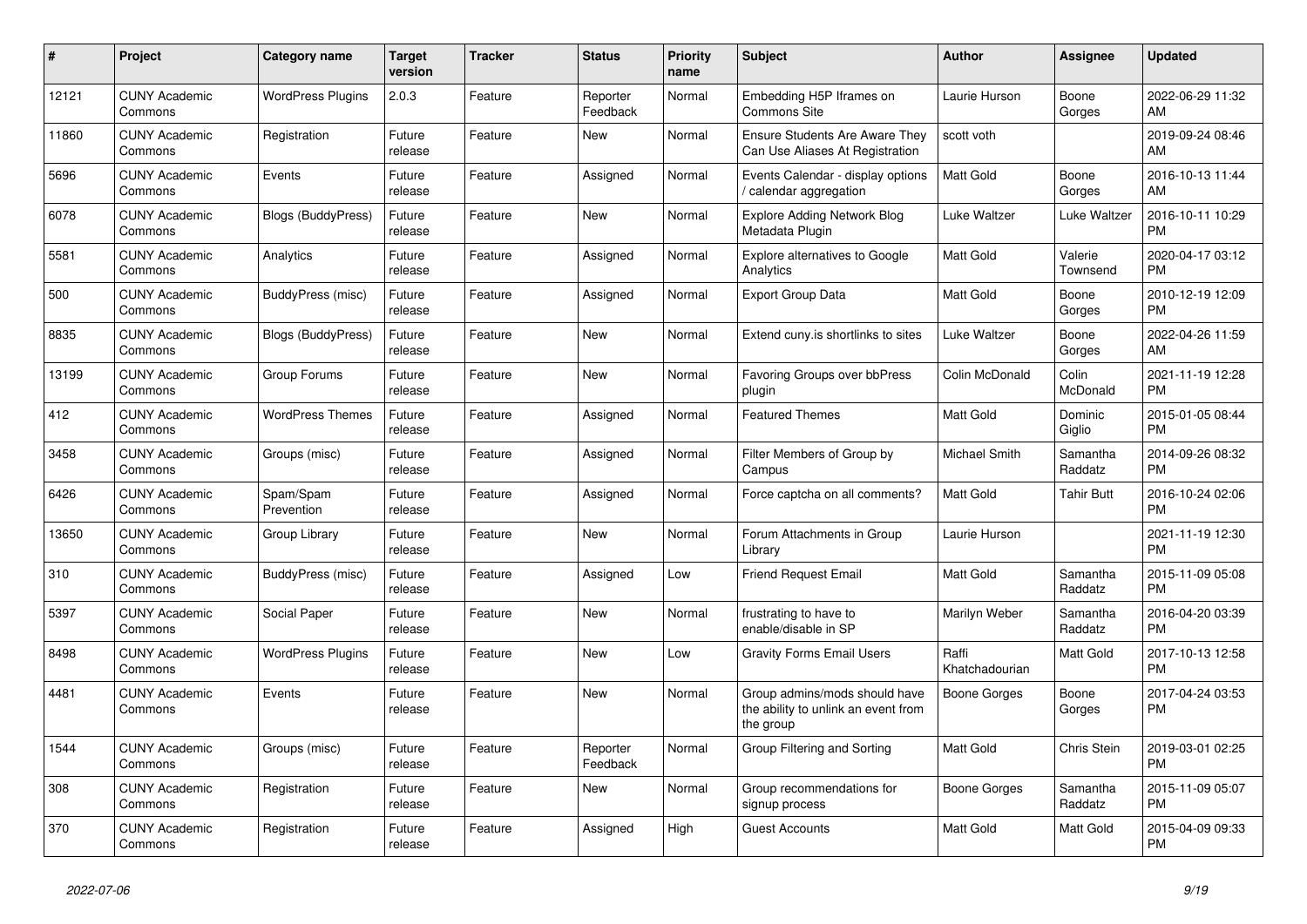| # | Project | Category name | Target version | Tracker | Status | Priority name | Subject | Author | Assignee | Updated |
|---|---|---|---|---|---|---|---|---|---|---|
| 12121 | CUNY Academic Commons | WordPress Plugins | 2.0.3 | Feature | Reporter Feedback | Normal | Embedding H5P Iframes on Commons Site | Laurie Hurson | Boone Gorges | 2022-06-29 11:32 AM |
| 11860 | CUNY Academic Commons | Registration | Future release | Feature | New | Normal | Ensure Students Are Aware They Can Use Aliases At Registration | scott voth | | 2019-09-24 08:46 AM |
| 5696 | CUNY Academic Commons | Events | Future release | Feature | Assigned | Normal | Events Calendar - display options / calendar aggregation | Matt Gold | Boone Gorges | 2016-10-13 11:44 AM |
| 6078 | CUNY Academic Commons | Blogs (BuddyPress) | Future release | Feature | New | Normal | Explore Adding Network Blog Metadata Plugin | Luke Waltzer | Luke Waltzer | 2016-10-11 10:29 PM |
| 5581 | CUNY Academic Commons | Analytics | Future release | Feature | Assigned | Normal | Explore alternatives to Google Analytics | Matt Gold | Valerie Townsend | 2020-04-17 03:12 PM |
| 500 | CUNY Academic Commons | BuddyPress (misc) | Future release | Feature | Assigned | Normal | Export Group Data | Matt Gold | Boone Gorges | 2010-12-19 12:09 PM |
| 8835 | CUNY Academic Commons | Blogs (BuddyPress) | Future release | Feature | New | Normal | Extend cuny.is shortlinks to sites | Luke Waltzer | Boone Gorges | 2022-04-26 11:59 AM |
| 13199 | CUNY Academic Commons | Group Forums | Future release | Feature | New | Normal | Favoring Groups over bbPress plugin | Colin McDonald | Colin McDonald | 2021-11-19 12:28 PM |
| 412 | CUNY Academic Commons | WordPress Themes | Future release | Feature | Assigned | Normal | Featured Themes | Matt Gold | Dominic Giglio | 2015-01-05 08:44 PM |
| 3458 | CUNY Academic Commons | Groups (misc) | Future release | Feature | Assigned | Normal | Filter Members of Group by Campus | Michael Smith | Samantha Raddatz | 2014-09-26 08:32 PM |
| 6426 | CUNY Academic Commons | Spam/Spam Prevention | Future release | Feature | Assigned | Normal | Force captcha on all comments? | Matt Gold | Tahir Butt | 2016-10-24 02:06 PM |
| 13650 | CUNY Academic Commons | Group Library | Future release | Feature | New | Normal | Forum Attachments in Group Library | Laurie Hurson | | 2021-11-19 12:30 PM |
| 310 | CUNY Academic Commons | BuddyPress (misc) | Future release | Feature | Assigned | Low | Friend Request Email | Matt Gold | Samantha Raddatz | 2015-11-09 05:08 PM |
| 5397 | CUNY Academic Commons | Social Paper | Future release | Feature | New | Normal | frustrating to have to enable/disable in SP | Marilyn Weber | Samantha Raddatz | 2016-04-20 03:39 PM |
| 8498 | CUNY Academic Commons | WordPress Plugins | Future release | Feature | New | Low | Gravity Forms Email Users | Raffi Khatchadourian | Matt Gold | 2017-10-13 12:58 PM |
| 4481 | CUNY Academic Commons | Events | Future release | Feature | New | Normal | Group admins/mods should have the ability to unlink an event from the group | Boone Gorges | Boone Gorges | 2017-04-24 03:53 PM |
| 1544 | CUNY Academic Commons | Groups (misc) | Future release | Feature | Reporter Feedback | Normal | Group Filtering and Sorting | Matt Gold | Chris Stein | 2019-03-01 02:25 PM |
| 308 | CUNY Academic Commons | Registration | Future release | Feature | New | Normal | Group recommendations for signup process | Boone Gorges | Samantha Raddatz | 2015-11-09 05:07 PM |
| 370 | CUNY Academic Commons | Registration | Future release | Feature | Assigned | High | Guest Accounts | Matt Gold | Matt Gold | 2015-04-09 09:33 PM |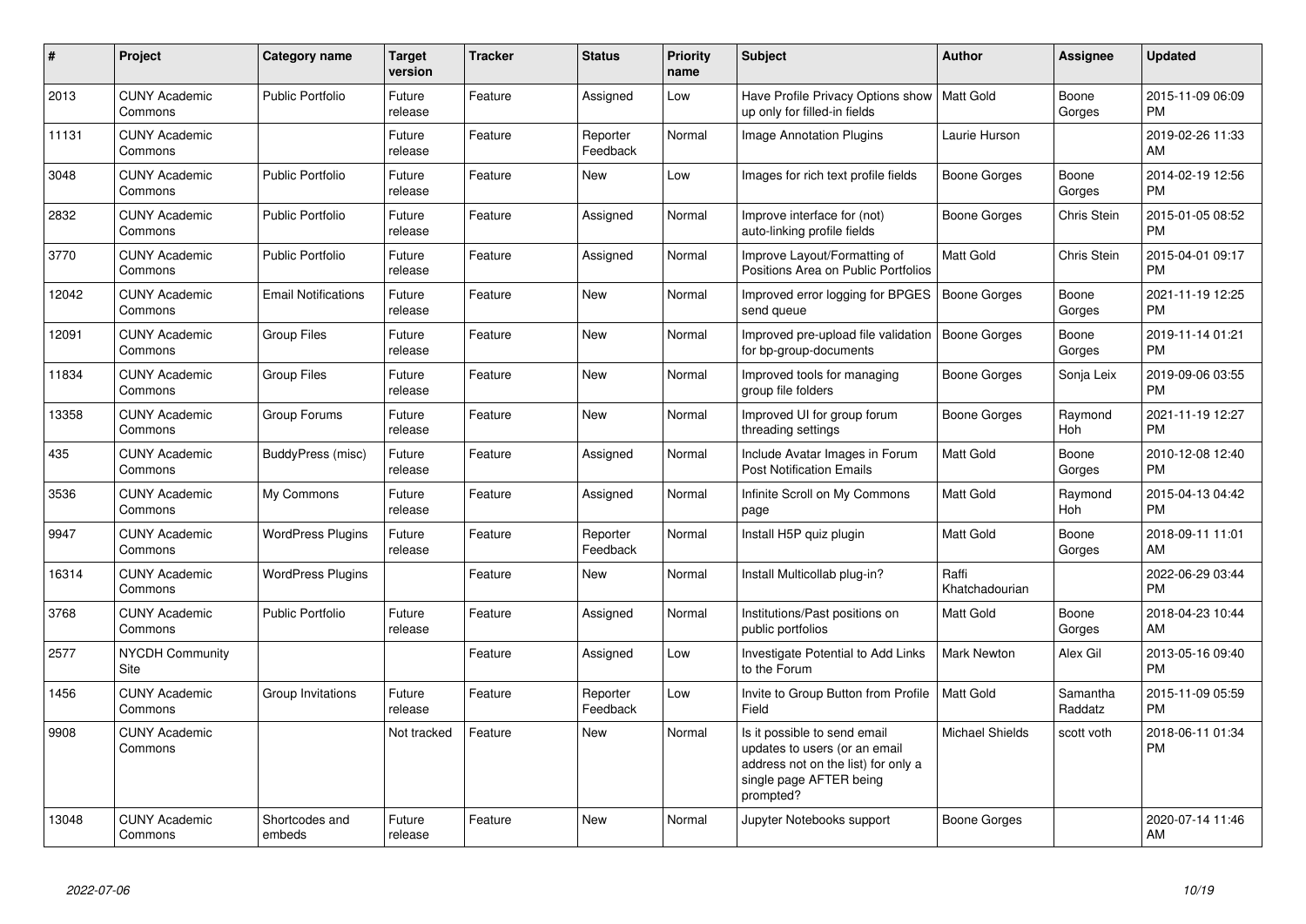| # | Project | Category name | Target version | Tracker | Status | Priority name | Subject | Author | Assignee | Updated |
|---|---|---|---|---|---|---|---|---|---|---|
| 2013 | CUNY Academic Commons | Public Portfolio | Future release | Feature | Assigned | Low | Have Profile Privacy Options show up only for filled-in fields | Matt Gold | Boone Gorges | 2015-11-09 06:09 PM |
| 11131 | CUNY Academic Commons | | Future release | Feature | Reporter Feedback | Normal | Image Annotation Plugins | Laurie Hurson | | 2019-02-26 11:33 AM |
| 3048 | CUNY Academic Commons | Public Portfolio | Future release | Feature | New | Low | Images for rich text profile fields | Boone Gorges | Boone Gorges | 2014-02-19 12:56 PM |
| 2832 | CUNY Academic Commons | Public Portfolio | Future release | Feature | Assigned | Normal | Improve interface for (not) auto-linking profile fields | Boone Gorges | Chris Stein | 2015-01-05 08:52 PM |
| 3770 | CUNY Academic Commons | Public Portfolio | Future release | Feature | Assigned | Normal | Improve Layout/Formatting of Positions Area on Public Portfolios | Matt Gold | Chris Stein | 2015-04-01 09:17 PM |
| 12042 | CUNY Academic Commons | Email Notifications | Future release | Feature | New | Normal | Improved error logging for BPGES send queue | Boone Gorges | Boone Gorges | 2021-11-19 12:25 PM |
| 12091 | CUNY Academic Commons | Group Files | Future release | Feature | New | Normal | Improved pre-upload file validation for bp-group-documents | Boone Gorges | Boone Gorges | 2019-11-14 01:21 PM |
| 11834 | CUNY Academic Commons | Group Files | Future release | Feature | New | Normal | Improved tools for managing group file folders | Boone Gorges | Sonja Leix | 2019-09-06 03:55 PM |
| 13358 | CUNY Academic Commons | Group Forums | Future release | Feature | New | Normal | Improved UI for group forum threading settings | Boone Gorges | Raymond Hoh | 2021-11-19 12:27 PM |
| 435 | CUNY Academic Commons | BuddyPress (misc) | Future release | Feature | Assigned | Normal | Include Avatar Images in Forum Post Notification Emails | Matt Gold | Boone Gorges | 2010-12-08 12:40 PM |
| 3536 | CUNY Academic Commons | My Commons | Future release | Feature | Assigned | Normal | Infinite Scroll on My Commons page | Matt Gold | Raymond Hoh | 2015-04-13 04:42 PM |
| 9947 | CUNY Academic Commons | WordPress Plugins | Future release | Feature | Reporter Feedback | Normal | Install H5P quiz plugin | Matt Gold | Boone Gorges | 2018-09-11 11:01 AM |
| 16314 | CUNY Academic Commons | WordPress Plugins | | Feature | New | Normal | Install Multicollab plug-in? | Raffi Khatchadourian | | 2022-06-29 03:44 PM |
| 3768 | CUNY Academic Commons | Public Portfolio | Future release | Feature | Assigned | Normal | Institutions/Past positions on public portfolios | Matt Gold | Boone Gorges | 2018-04-23 10:44 AM |
| 2577 | NYCDH Community Site | | | Feature | Assigned | Low | Investigate Potential to Add Links to the Forum | Mark Newton | Alex Gil | 2013-05-16 09:40 PM |
| 1456 | CUNY Academic Commons | Group Invitations | Future release | Feature | Reporter Feedback | Low | Invite to Group Button from Profile Field | Matt Gold | Samantha Raddatz | 2015-11-09 05:59 PM |
| 9908 | CUNY Academic Commons | | Not tracked | Feature | New | Normal | Is it possible to send email updates to users (or an email address not on the list) for only a single page AFTER being prompted? | Michael Shields | scott voth | 2018-06-11 01:34 PM |
| 13048 | CUNY Academic Commons | Shortcodes and embeds | Future release | Feature | New | Normal | Jupyter Notebooks support | Boone Gorges | | 2020-07-14 11:46 AM |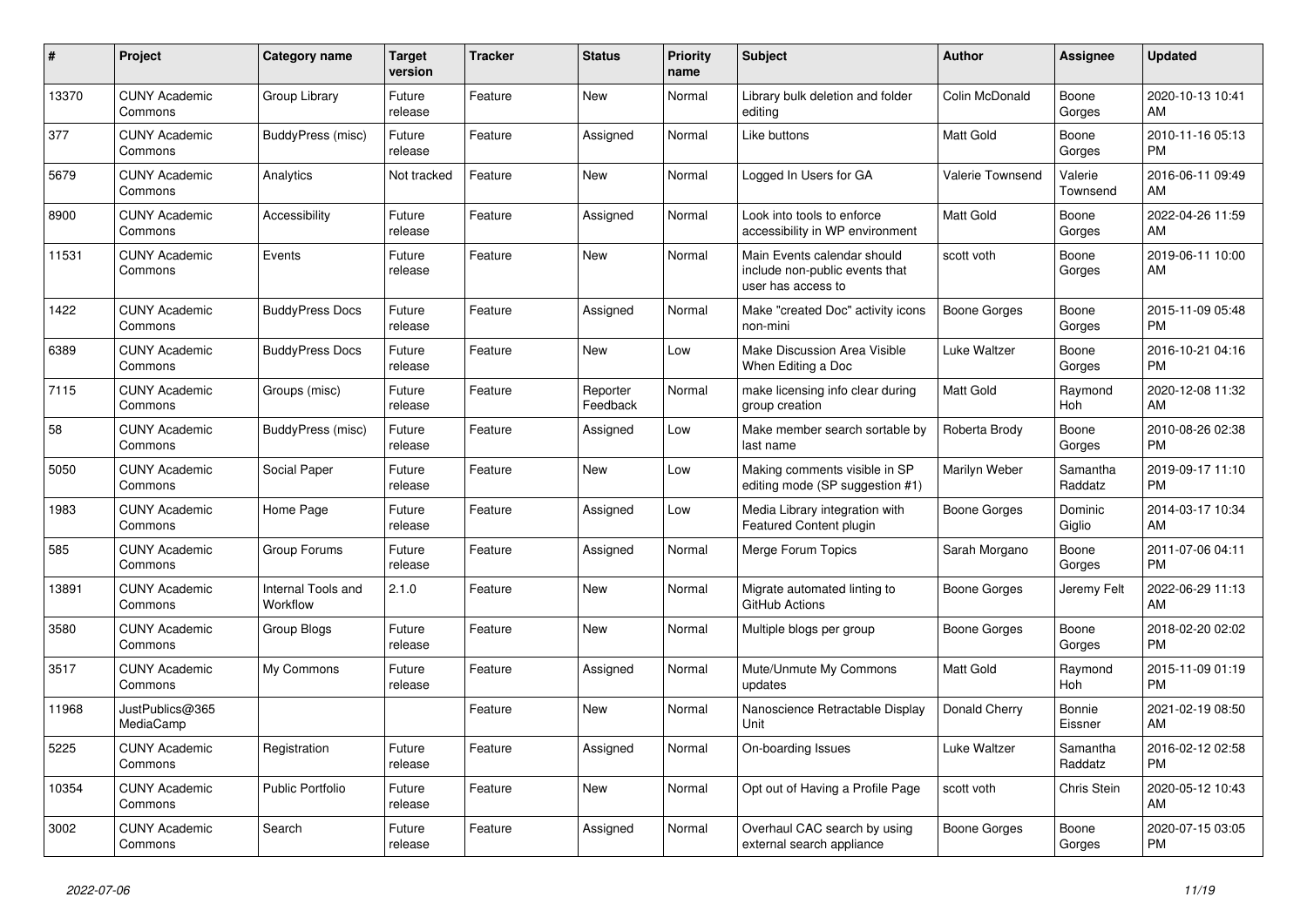| # | Project | Category name | Target version | Tracker | Status | Priority name | Subject | Author | Assignee | Updated |
|---|---|---|---|---|---|---|---|---|---|---|
| 13370 | CUNY Academic Commons | Group Library | Future release | Feature | New | Normal | Library bulk deletion and folder editing | Colin McDonald | Boone Gorges | 2020-10-13 10:41 AM |
| 377 | CUNY Academic Commons | BuddyPress (misc) | Future release | Feature | Assigned | Normal | Like buttons | Matt Gold | Boone Gorges | 2010-11-16 05:13 PM |
| 5679 | CUNY Academic Commons | Analytics | Not tracked | Feature | New | Normal | Logged In Users for GA | Valerie Townsend | Valerie Townsend | 2016-06-11 09:49 AM |
| 8900 | CUNY Academic Commons | Accessibility | Future release | Feature | Assigned | Normal | Look into tools to enforce accessibility in WP environment | Matt Gold | Boone Gorges | 2022-04-26 11:59 AM |
| 11531 | CUNY Academic Commons | Events | Future release | Feature | New | Normal | Main Events calendar should include non-public events that user has access to | scott voth | Boone Gorges | 2019-06-11 10:00 AM |
| 1422 | CUNY Academic Commons | BuddyPress Docs | Future release | Feature | Assigned | Normal | Make "created Doc" activity icons non-mini | Boone Gorges | Boone Gorges | 2015-11-09 05:48 PM |
| 6389 | CUNY Academic Commons | BuddyPress Docs | Future release | Feature | New | Low | Make Discussion Area Visible When Editing a Doc | Luke Waltzer | Boone Gorges | 2016-10-21 04:16 PM |
| 7115 | CUNY Academic Commons | Groups (misc) | Future release | Feature | Reporter Feedback | Normal | make licensing info clear during group creation | Matt Gold | Raymond Hoh | 2020-12-08 11:32 AM |
| 58 | CUNY Academic Commons | BuddyPress (misc) | Future release | Feature | Assigned | Low | Make member search sortable by last name | Roberta Brody | Boone Gorges | 2010-08-26 02:38 PM |
| 5050 | CUNY Academic Commons | Social Paper | Future release | Feature | New | Low | Making comments visible in SP editing mode (SP suggestion #1) | Marilyn Weber | Samantha Raddatz | 2019-09-17 11:10 PM |
| 1983 | CUNY Academic Commons | Home Page | Future release | Feature | Assigned | Low | Media Library integration with Featured Content plugin | Boone Gorges | Dominic Giglio | 2014-03-17 10:34 AM |
| 585 | CUNY Academic Commons | Group Forums | Future release | Feature | Assigned | Normal | Merge Forum Topics | Sarah Morgano | Boone Gorges | 2011-07-06 04:11 PM |
| 13891 | CUNY Academic Commons | Internal Tools and Workflow | 2.1.0 | Feature | New | Normal | Migrate automated linting to GitHub Actions | Boone Gorges | Jeremy Felt | 2022-06-29 11:13 AM |
| 3580 | CUNY Academic Commons | Group Blogs | Future release | Feature | New | Normal | Multiple blogs per group | Boone Gorges | Boone Gorges | 2018-02-20 02:02 PM |
| 3517 | CUNY Academic Commons | My Commons | Future release | Feature | Assigned | Normal | Mute/Unmute My Commons updates | Matt Gold | Raymond Hoh | 2015-11-09 01:19 PM |
| 11968 | JustPublics@365 MediaCamp | | | Feature | New | Normal | Nanoscience Retractable Display Unit | Donald Cherry | Bonnie Eissner | 2021-02-19 08:50 AM |
| 5225 | CUNY Academic Commons | Registration | Future release | Feature | Assigned | Normal | On-boarding Issues | Luke Waltzer | Samantha Raddatz | 2016-02-12 02:58 PM |
| 10354 | CUNY Academic Commons | Public Portfolio | Future release | Feature | New | Normal | Opt out of Having a Profile Page | scott voth | Chris Stein | 2020-05-12 10:43 AM |
| 3002 | CUNY Academic Commons | Search | Future release | Feature | Assigned | Normal | Overhaul CAC search by using external search appliance | Boone Gorges | Boone Gorges | 2020-07-15 03:05 PM |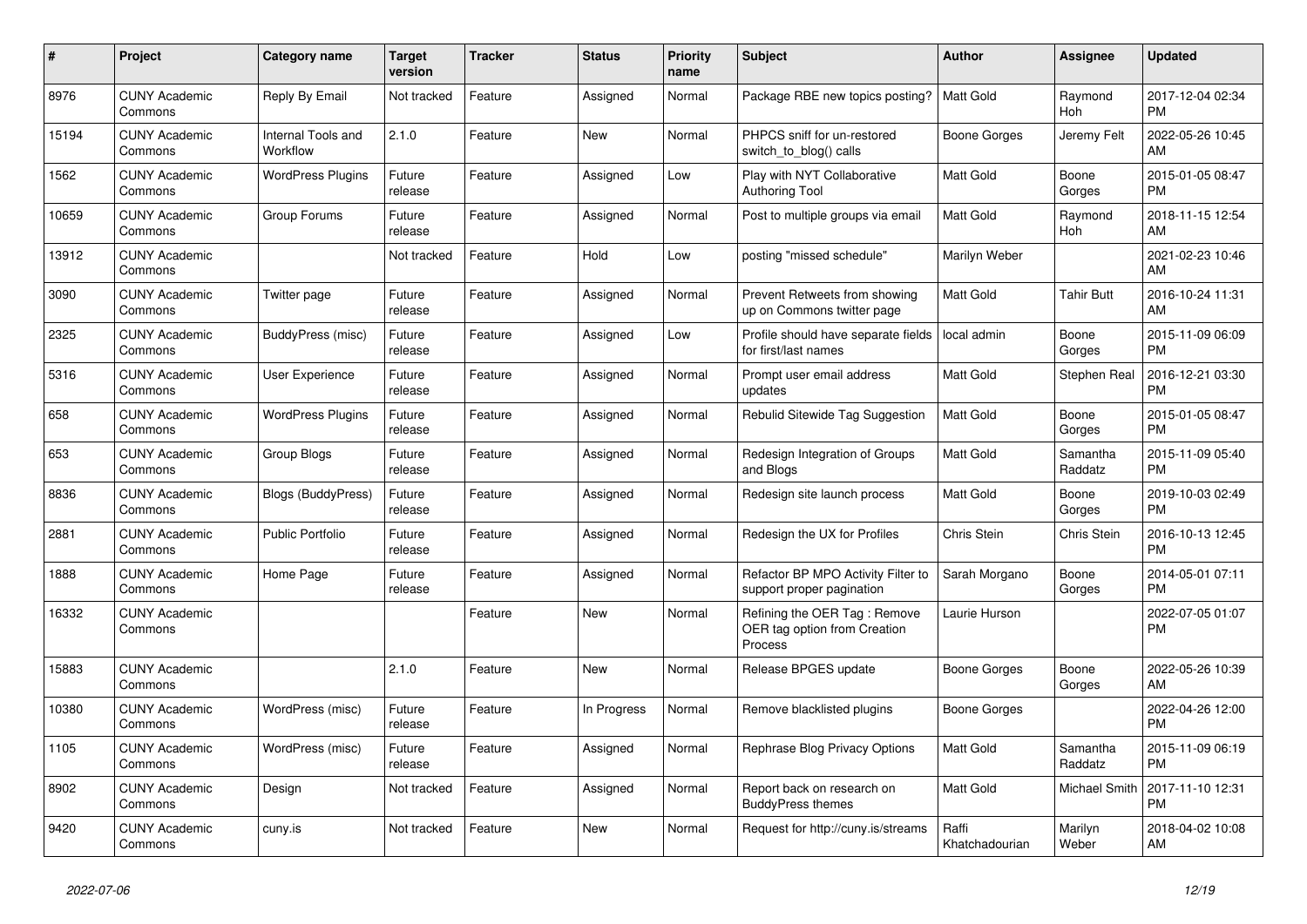| # | Project | Category name | Target version | Tracker | Status | Priority name | Subject | Author | Assignee | Updated |
|---|---|---|---|---|---|---|---|---|---|---|
| 8976 | CUNY Academic Commons | Reply By Email | Not tracked | Feature | Assigned | Normal | Package RBE new topics posting? | Matt Gold | Raymond Hoh | 2017-12-04 02:34 PM |
| 15194 | CUNY Academic Commons | Internal Tools and Workflow | 2.1.0 | Feature | New | Normal | PHPCS sniff for un-restored switch_to_blog() calls | Boone Gorges | Jeremy Felt | 2022-05-26 10:45 AM |
| 1562 | CUNY Academic Commons | WordPress Plugins | Future release | Feature | Assigned | Low | Play with NYT Collaborative Authoring Tool | Matt Gold | Boone Gorges | 2015-01-05 08:47 PM |
| 10659 | CUNY Academic Commons | Group Forums | Future release | Feature | Assigned | Normal | Post to multiple groups via email | Matt Gold | Raymond Hoh | 2018-11-15 12:54 AM |
| 13912 | CUNY Academic Commons | | Not tracked | Feature | Hold | Low | posting "missed schedule" | Marilyn Weber | | 2021-02-23 10:46 AM |
| 3090 | CUNY Academic Commons | Twitter page | Future release | Feature | Assigned | Normal | Prevent Retweets from showing up on Commons twitter page | Matt Gold | Tahir Butt | 2016-10-24 11:31 AM |
| 2325 | CUNY Academic Commons | BuddyPress (misc) | Future release | Feature | Assigned | Low | Profile should have separate fields for first/last names | local admin | Boone Gorges | 2015-11-09 06:09 PM |
| 5316 | CUNY Academic Commons | User Experience | Future release | Feature | Assigned | Normal | Prompt user email address updates | Matt Gold | Stephen Real | 2016-12-21 03:30 PM |
| 658 | CUNY Academic Commons | WordPress Plugins | Future release | Feature | Assigned | Normal | Rebulid Sitewide Tag Suggestion | Matt Gold | Boone Gorges | 2015-01-05 08:47 PM |
| 653 | CUNY Academic Commons | Group Blogs | Future release | Feature | Assigned | Normal | Redesign Integration of Groups and Blogs | Matt Gold | Samantha Raddatz | 2015-11-09 05:40 PM |
| 8836 | CUNY Academic Commons | Blogs (BuddyPress) | Future release | Feature | Assigned | Normal | Redesign site launch process | Matt Gold | Boone Gorges | 2019-10-03 02:49 PM |
| 2881 | CUNY Academic Commons | Public Portfolio | Future release | Feature | Assigned | Normal | Redesign the UX for Profiles | Chris Stein | Chris Stein | 2016-10-13 12:45 PM |
| 1888 | CUNY Academic Commons | Home Page | Future release | Feature | Assigned | Normal | Refactor BP MPO Activity Filter to support proper pagination | Sarah Morgano | Boone Gorges | 2014-05-01 07:11 PM |
| 16332 | CUNY Academic Commons | | | Feature | New | Normal | Refining the OER Tag : Remove OER tag option from Creation Process | Laurie Hurson | | 2022-07-05 01:07 PM |
| 15883 | CUNY Academic Commons | | 2.1.0 | Feature | New | Normal | Release BPGES update | Boone Gorges | Boone Gorges | 2022-05-26 10:39 AM |
| 10380 | CUNY Academic Commons | WordPress (misc) | Future release | Feature | In Progress | Normal | Remove blacklisted plugins | Boone Gorges | | 2022-04-26 12:00 PM |
| 1105 | CUNY Academic Commons | WordPress (misc) | Future release | Feature | Assigned | Normal | Rephrase Blog Privacy Options | Matt Gold | Samantha Raddatz | 2015-11-09 06:19 PM |
| 8902 | CUNY Academic Commons | Design | Not tracked | Feature | Assigned | Normal | Report back on research on BuddyPress themes | Matt Gold | Michael Smith | 2017-11-10 12:31 PM |
| 9420 | CUNY Academic Commons | cuny.is | Not tracked | Feature | New | Normal | Request for http://cuny.is/streams | Raffi Khatchadourian | Marilyn Weber | 2018-04-02 10:08 AM |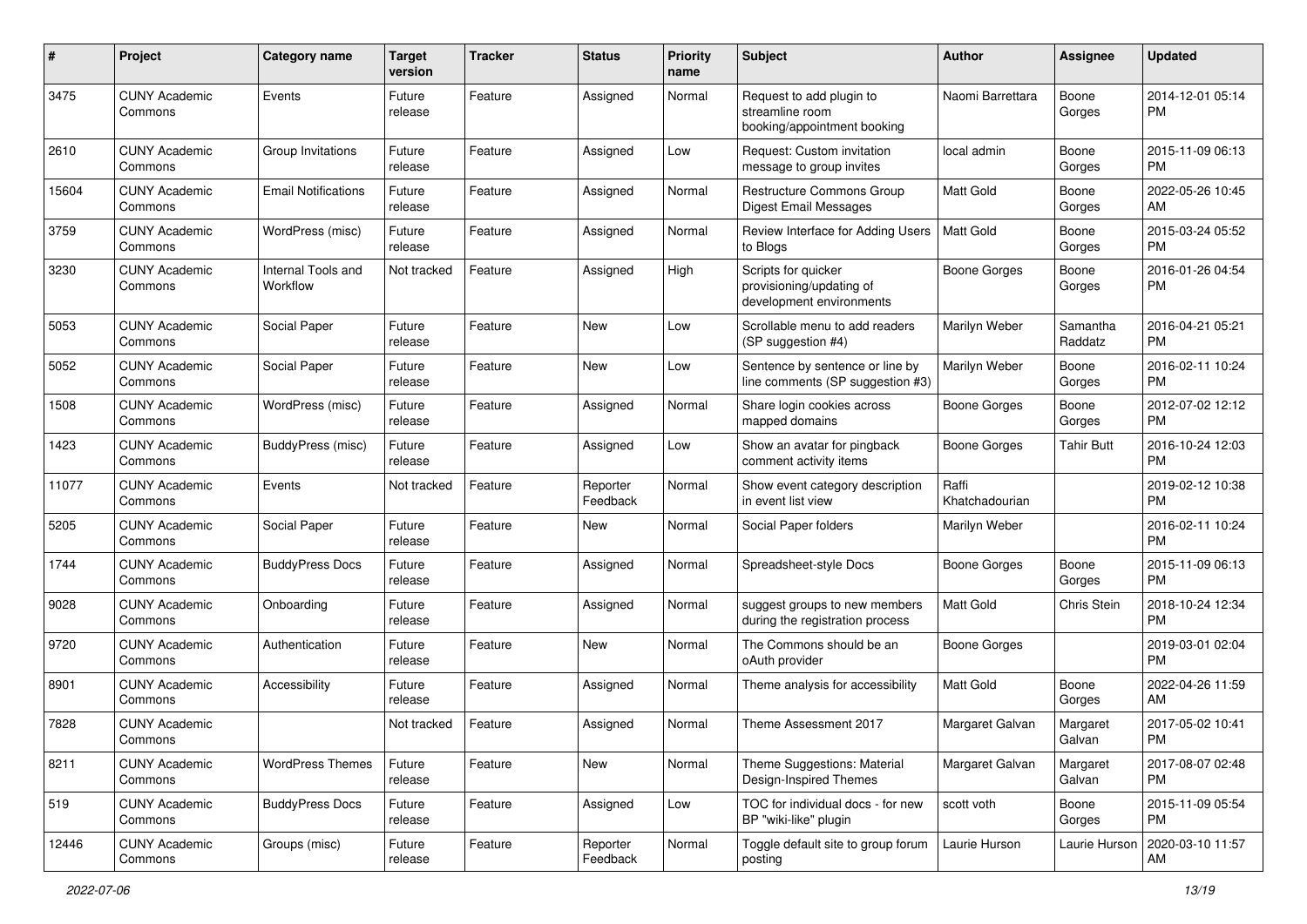| # | Project | Category name | Target version | Tracker | Status | Priority name | Subject | Author | Assignee | Updated |
|---|---|---|---|---|---|---|---|---|---|---|
| 3475 | CUNY Academic Commons | Events | Future release | Feature | Assigned | Normal | Request to add plugin to streamline room booking/appointment booking | Naomi Barrettara | Boone Gorges | 2014-12-01 05:14 PM |
| 2610 | CUNY Academic Commons | Group Invitations | Future release | Feature | Assigned | Low | Request: Custom invitation message to group invites | local admin | Boone Gorges | 2015-11-09 06:13 PM |
| 15604 | CUNY Academic Commons | Email Notifications | Future release | Feature | Assigned | Normal | Restructure Commons Group Digest Email Messages | Matt Gold | Boone Gorges | 2022-05-26 10:45 AM |
| 3759 | CUNY Academic Commons | WordPress (misc) | Future release | Feature | Assigned | Normal | Review Interface for Adding Users to Blogs | Matt Gold | Boone Gorges | 2015-03-24 05:52 PM |
| 3230 | CUNY Academic Commons | Internal Tools and Workflow | Not tracked | Feature | Assigned | High | Scripts for quicker provisioning/updating of development environments | Boone Gorges | Boone Gorges | 2016-01-26 04:54 PM |
| 5053 | CUNY Academic Commons | Social Paper | Future release | Feature | New | Low | Scrollable menu to add readers (SP suggestion #4) | Marilyn Weber | Samantha Raddatz | 2016-04-21 05:21 PM |
| 5052 | CUNY Academic Commons | Social Paper | Future release | Feature | New | Low | Sentence by sentence or line by line comments (SP suggestion #3) | Marilyn Weber | Boone Gorges | 2016-02-11 10:24 PM |
| 1508 | CUNY Academic Commons | WordPress (misc) | Future release | Feature | Assigned | Normal | Share login cookies across mapped domains | Boone Gorges | Boone Gorges | 2012-07-02 12:12 PM |
| 1423 | CUNY Academic Commons | BuddyPress (misc) | Future release | Feature | Assigned | Low | Show an avatar for pingback comment activity items | Boone Gorges | Tahir Butt | 2016-10-24 12:03 PM |
| 11077 | CUNY Academic Commons | Events | Not tracked | Feature | Reporter Feedback | Normal | Show event category description in event list view | Raffi Khatchadourian | | 2019-02-12 10:38 PM |
| 5205 | CUNY Academic Commons | Social Paper | Future release | Feature | New | Normal | Social Paper folders | Marilyn Weber | | 2016-02-11 10:24 PM |
| 1744 | CUNY Academic Commons | BuddyPress Docs | Future release | Feature | Assigned | Normal | Spreadsheet-style Docs | Boone Gorges | Boone Gorges | 2015-11-09 06:13 PM |
| 9028 | CUNY Academic Commons | Onboarding | Future release | Feature | Assigned | Normal | suggest groups to new members during the registration process | Matt Gold | Chris Stein | 2018-10-24 12:34 PM |
| 9720 | CUNY Academic Commons | Authentication | Future release | Feature | New | Normal | The Commons should be an oAuth provider | Boone Gorges | | 2019-03-01 02:04 PM |
| 8901 | CUNY Academic Commons | Accessibility | Future release | Feature | Assigned | Normal | Theme analysis for accessibility | Matt Gold | Boone Gorges | 2022-04-26 11:59 AM |
| 7828 | CUNY Academic Commons | | Not tracked | Feature | Assigned | Normal | Theme Assessment 2017 | Margaret Galvan | Margaret Galvan | 2017-05-02 10:41 PM |
| 8211 | CUNY Academic Commons | WordPress Themes | Future release | Feature | New | Normal | Theme Suggestions: Material Design-Inspired Themes | Margaret Galvan | Margaret Galvan | 2017-08-07 02:48 PM |
| 519 | CUNY Academic Commons | BuddyPress Docs | Future release | Feature | Assigned | Low | TOC for individual docs - for new BP "wiki-like" plugin | scott voth | Boone Gorges | 2015-11-09 05:54 PM |
| 12446 | CUNY Academic Commons | Groups (misc) | Future release | Feature | Reporter Feedback | Normal | Toggle default site to group forum posting | Laurie Hurson | Laurie Hurson | 2020-03-10 11:57 AM |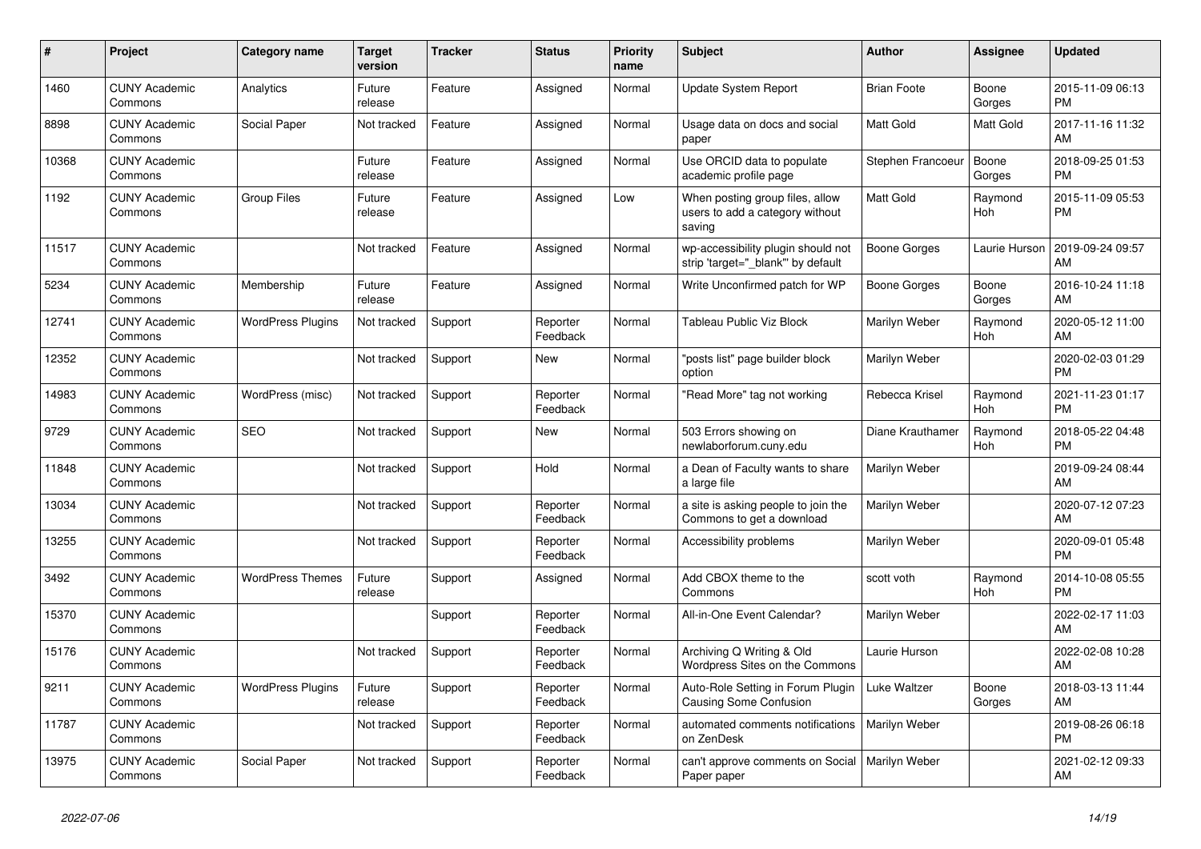| # | Project | Category name | Target version | Tracker | Status | Priority name | Subject | Author | Assignee | Updated |
|---|---|---|---|---|---|---|---|---|---|---|
| 1460 | CUNY Academic Commons | Analytics | Future release | Feature | Assigned | Normal | Update System Report | Brian Foote | Boone Gorges | 2015-11-09 06:13 PM |
| 8898 | CUNY Academic Commons | Social Paper | Not tracked | Feature | Assigned | Normal | Usage data on docs and social paper | Matt Gold | Matt Gold | 2017-11-16 11:32 AM |
| 10368 | CUNY Academic Commons | | Future release | Feature | Assigned | Normal | Use ORCID data to populate academic profile page | Stephen Francoeur | Boone Gorges | 2018-09-25 01:53 PM |
| 1192 | CUNY Academic Commons | Group Files | Future release | Feature | Assigned | Low | When posting group files, allow users to add a category without saving | Matt Gold | Raymond Hoh | 2015-11-09 05:53 PM |
| 11517 | CUNY Academic Commons | | Not tracked | Feature | Assigned | Normal | wp-accessibility plugin should not strip 'target="_blank"' by default | Boone Gorges | Laurie Hurson | 2019-09-24 09:57 AM |
| 5234 | CUNY Academic Commons | Membership | Future release | Feature | Assigned | Normal | Write Unconfirmed patch for WP | Boone Gorges | Boone Gorges | 2016-10-24 11:18 AM |
| 12741 | CUNY Academic Commons | WordPress Plugins | Not tracked | Support | Reporter Feedback | Normal | Tableau Public Viz Block | Marilyn Weber | Raymond Hoh | 2020-05-12 11:00 AM |
| 12352 | CUNY Academic Commons | | Not tracked | Support | New | Normal | "posts list" page builder block option | Marilyn Weber | | 2020-02-03 01:29 PM |
| 14983 | CUNY Academic Commons | WordPress (misc) | Not tracked | Support | Reporter Feedback | Normal | "Read More" tag not working | Rebecca Krisel | Raymond Hoh | 2021-11-23 01:17 PM |
| 9729 | CUNY Academic Commons | SEO | Not tracked | Support | New | Normal | 503 Errors showing on newlaborforum.cuny.edu | Diane Krauthamer | Raymond Hoh | 2018-05-22 04:48 PM |
| 11848 | CUNY Academic Commons | | Not tracked | Support | Hold | Normal | a Dean of Faculty wants to share a large file | Marilyn Weber | | 2019-09-24 08:44 AM |
| 13034 | CUNY Academic Commons | | Not tracked | Support | Reporter Feedback | Normal | a site is asking people to join the Commons to get a download | Marilyn Weber | | 2020-07-12 07:23 AM |
| 13255 | CUNY Academic Commons | | Not tracked | Support | Reporter Feedback | Normal | Accessibility problems | Marilyn Weber | | 2020-09-01 05:48 PM |
| 3492 | CUNY Academic Commons | WordPress Themes | Future release | Support | Assigned | Normal | Add CBOX theme to the Commons | scott voth | Raymond Hoh | 2014-10-08 05:55 PM |
| 15370 | CUNY Academic Commons | | | Support | Reporter Feedback | Normal | All-in-One Event Calendar? | Marilyn Weber | | 2022-02-17 11:03 AM |
| 15176 | CUNY Academic Commons | | Not tracked | Support | Reporter Feedback | Normal | Archiving Q Writing & Old Wordpress Sites on the Commons | Laurie Hurson | | 2022-02-08 10:28 AM |
| 9211 | CUNY Academic Commons | WordPress Plugins | Future release | Support | Reporter Feedback | Normal | Auto-Role Setting in Forum Plugin Causing Some Confusion | Luke Waltzer | Boone Gorges | 2018-03-13 11:44 AM |
| 11787 | CUNY Academic Commons | | Not tracked | Support | Reporter Feedback | Normal | automated comments notifications on ZenDesk | Marilyn Weber | | 2019-08-26 06:18 PM |
| 13975 | CUNY Academic Commons | Social Paper | Not tracked | Support | Reporter Feedback | Normal | can't approve comments on Social Paper paper | Marilyn Weber | | 2021-02-12 09:33 AM |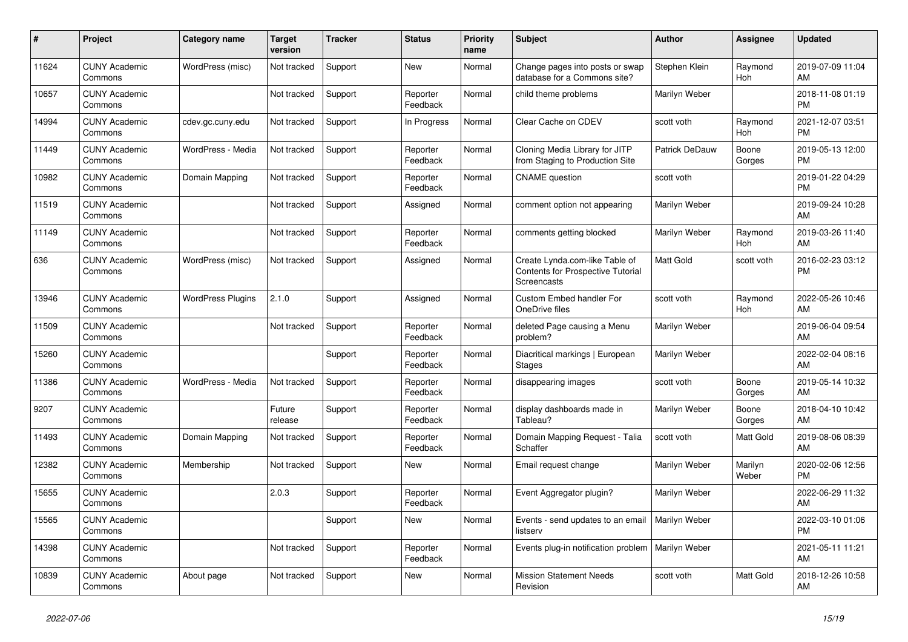| # | Project | Category name | Target version | Tracker | Status | Priority name | Subject | Author | Assignee | Updated |
|---|---|---|---|---|---|---|---|---|---|---|
| 11624 | CUNY Academic Commons | WordPress (misc) | Not tracked | Support | New | Normal | Change pages into posts or swap database for a Commons site? | Stephen Klein | Raymond Hoh | 2019-07-09 11:04 AM |
| 10657 | CUNY Academic Commons | | Not tracked | Support | Reporter Feedback | Normal | child theme problems | Marilyn Weber | | 2018-11-08 01:19 PM |
| 14994 | CUNY Academic Commons | cdev.gc.cuny.edu | Not tracked | Support | In Progress | Normal | Clear Cache on CDEV | scott voth | Raymond Hoh | 2021-12-07 03:51 PM |
| 11449 | CUNY Academic Commons | WordPress - Media | Not tracked | Support | Reporter Feedback | Normal | Cloning Media Library for JITP from Staging to Production Site | Patrick DeDauw | Boone Gorges | 2019-05-13 12:00 PM |
| 10982 | CUNY Academic Commons | Domain Mapping | Not tracked | Support | Reporter Feedback | Normal | CNAME question | scott voth | | 2019-01-22 04:29 PM |
| 11519 | CUNY Academic Commons | | Not tracked | Support | Assigned | Normal | comment option not appearing | Marilyn Weber | | 2019-09-24 10:28 AM |
| 11149 | CUNY Academic Commons | | Not tracked | Support | Reporter Feedback | Normal | comments getting blocked | Marilyn Weber | Raymond Hoh | 2019-03-26 11:40 AM |
| 636 | CUNY Academic Commons | WordPress (misc) | Not tracked | Support | Assigned | Normal | Create Lynda.com-like Table of Contents for Prospective Tutorial Screencasts | Matt Gold | scott voth | 2016-02-23 03:12 PM |
| 13946 | CUNY Academic Commons | WordPress Plugins | 2.1.0 | Support | Assigned | Normal | Custom Embed handler For OneDrive files | scott voth | Raymond Hoh | 2022-05-26 10:46 AM |
| 11509 | CUNY Academic Commons | | Not tracked | Support | Reporter Feedback | Normal | deleted Page causing a Menu problem? | Marilyn Weber | | 2019-06-04 09:54 AM |
| 15260 | CUNY Academic Commons | | | Support | Reporter Feedback | Normal | Diacritical markings \| European Stages | Marilyn Weber | | 2022-02-04 08:16 AM |
| 11386 | CUNY Academic Commons | WordPress - Media | Not tracked | Support | Reporter Feedback | Normal | disappearing images | scott voth | Boone Gorges | 2019-05-14 10:32 AM |
| 9207 | CUNY Academic Commons | | Future release | Support | Reporter Feedback | Normal | display dashboards made in Tableau? | Marilyn Weber | Boone Gorges | 2018-04-10 10:42 AM |
| 11493 | CUNY Academic Commons | Domain Mapping | Not tracked | Support | Reporter Feedback | Normal | Domain Mapping Request - Talia Schaffer | scott voth | Matt Gold | 2019-08-06 08:39 AM |
| 12382 | CUNY Academic Commons | Membership | Not tracked | Support | New | Normal | Email request change | Marilyn Weber | Marilyn Weber | 2020-02-06 12:56 PM |
| 15655 | CUNY Academic Commons | | 2.0.3 | Support | Reporter Feedback | Normal | Event Aggregator plugin? | Marilyn Weber | | 2022-06-29 11:32 AM |
| 15565 | CUNY Academic Commons | | | Support | New | Normal | Events - send updates to an email listserv | Marilyn Weber | | 2022-03-10 01:06 PM |
| 14398 | CUNY Academic Commons | | Not tracked | Support | Reporter Feedback | Normal | Events plug-in notification problem | Marilyn Weber | | 2021-05-11 11:21 AM |
| 10839 | CUNY Academic Commons | About page | Not tracked | Support | New | Normal | Mission Statement Needs Revision | scott voth | Matt Gold | 2018-12-26 10:58 AM |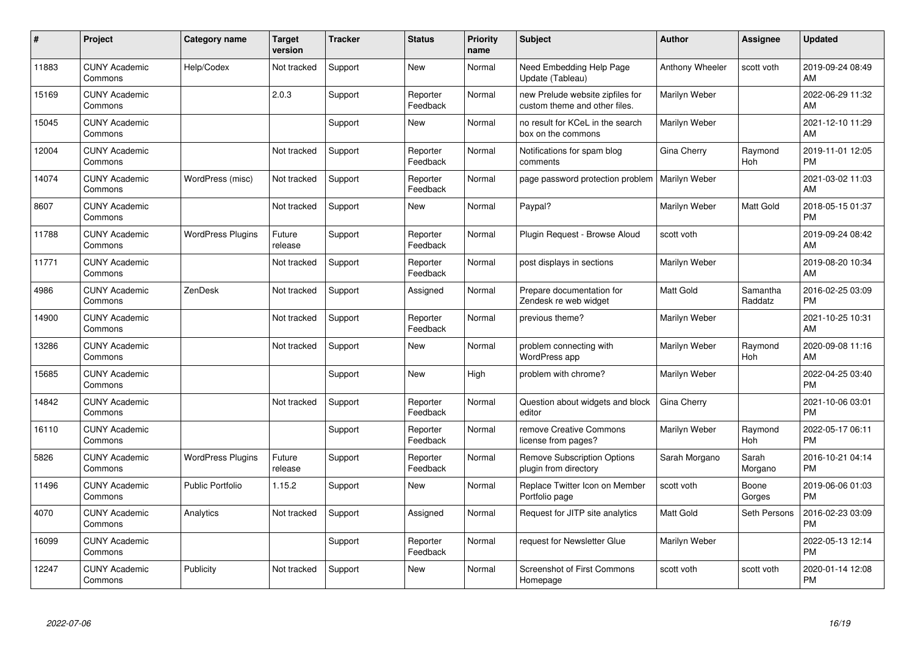| # | Project | Category name | Target version | Tracker | Status | Priority name | Subject | Author | Assignee | Updated |
|---|---|---|---|---|---|---|---|---|---|---|
| 11883 | CUNY Academic Commons | Help/Codex | Not tracked | Support | New | Normal | Need Embedding Help Page Update (Tableau) | Anthony Wheeler | scott voth | 2019-09-24 08:49 AM |
| 15169 | CUNY Academic Commons | | 2.0.3 | Support | Reporter Feedback | Normal | new Prelude website zipfiles for custom theme and other files. | Marilyn Weber | | 2022-06-29 11:32 AM |
| 15045 | CUNY Academic Commons | | | Support | New | Normal | no result for KCeL in the search box on the commons | Marilyn Weber | | 2021-12-10 11:29 AM |
| 12004 | CUNY Academic Commons | | Not tracked | Support | Reporter Feedback | Normal | Notifications for spam blog comments | Gina Cherry | Raymond Hoh | 2019-11-01 12:05 PM |
| 14074 | CUNY Academic Commons | WordPress (misc) | Not tracked | Support | Reporter Feedback | Normal | page password protection problem | Marilyn Weber | | 2021-03-02 11:03 AM |
| 8607 | CUNY Academic Commons | | Not tracked | Support | New | Normal | Paypal? | Marilyn Weber | Matt Gold | 2018-05-15 01:37 PM |
| 11788 | CUNY Academic Commons | WordPress Plugins | Future release | Support | Reporter Feedback | Normal | Plugin Request - Browse Aloud | scott voth | | 2019-09-24 08:42 AM |
| 11771 | CUNY Academic Commons | | Not tracked | Support | Reporter Feedback | Normal | post displays in sections | Marilyn Weber | | 2019-08-20 10:34 AM |
| 4986 | CUNY Academic Commons | ZenDesk | Not tracked | Support | Assigned | Normal | Prepare documentation for Zendesk re web widget | Matt Gold | Samantha Raddatz | 2016-02-25 03:09 PM |
| 14900 | CUNY Academic Commons | | Not tracked | Support | Reporter Feedback | Normal | previous theme? | Marilyn Weber | | 2021-10-25 10:31 AM |
| 13286 | CUNY Academic Commons | | Not tracked | Support | New | Normal | problem connecting with WordPress app | Marilyn Weber | Raymond Hoh | 2020-09-08 11:16 AM |
| 15685 | CUNY Academic Commons | | | Support | New | High | problem with chrome? | Marilyn Weber | | 2022-04-25 03:40 PM |
| 14842 | CUNY Academic Commons | | Not tracked | Support | Reporter Feedback | Normal | Question about widgets and block editor | Gina Cherry | | 2021-10-06 03:01 PM |
| 16110 | CUNY Academic Commons | | | Support | Reporter Feedback | Normal | remove Creative Commons license from pages? | Marilyn Weber | Raymond Hoh | 2022-05-17 06:11 PM |
| 5826 | CUNY Academic Commons | WordPress Plugins | Future release | Support | Reporter Feedback | Normal | Remove Subscription Options plugin from directory | Sarah Morgano | Sarah Morgano | 2016-10-21 04:14 PM |
| 11496 | CUNY Academic Commons | Public Portfolio | 1.15.2 | Support | New | Normal | Replace Twitter Icon on Member Portfolio page | scott voth | Boone Gorges | 2019-06-06 01:03 PM |
| 4070 | CUNY Academic Commons | Analytics | Not tracked | Support | Assigned | Normal | Request for JITP site analytics | Matt Gold | Seth Persons | 2016-02-23 03:09 PM |
| 16099 | CUNY Academic Commons | | | Support | Reporter Feedback | Normal | request for Newsletter Glue | Marilyn Weber | | 2022-05-13 12:14 PM |
| 12247 | CUNY Academic Commons | Publicity | Not tracked | Support | New | Normal | Screenshot of First Commons Homepage | scott voth | scott voth | 2020-01-14 12:08 PM |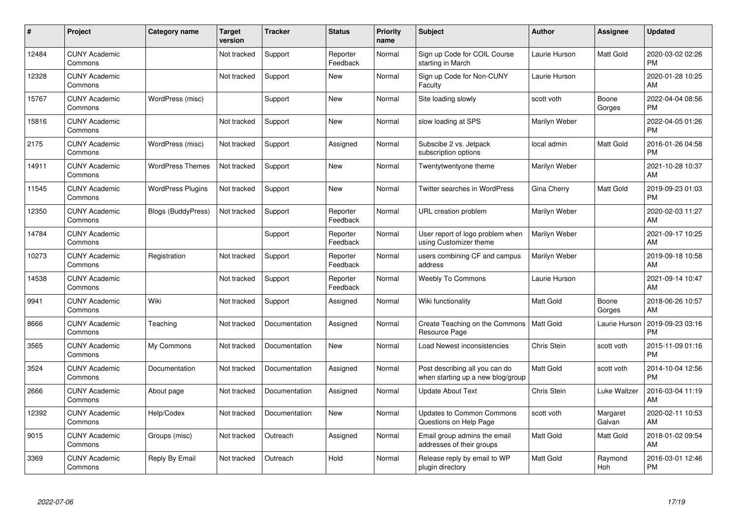| # | Project | Category name | Target version | Tracker | Status | Priority name | Subject | Author | Assignee | Updated |
|---|---|---|---|---|---|---|---|---|---|---|
| 12484 | CUNY Academic Commons | | Not tracked | Support | Reporter Feedback | Normal | Sign up Code for COIL Course starting in March | Laurie Hurson | Matt Gold | 2020-03-02 02:26 PM |
| 12328 | CUNY Academic Commons | | Not tracked | Support | New | Normal | Sign up Code for Non-CUNY Faculty | Laurie Hurson | | 2020-01-28 10:25 AM |
| 15767 | CUNY Academic Commons | WordPress (misc) | | Support | New | Normal | Site loading slowly | scott voth | Boone Gorges | 2022-04-04 08:56 PM |
| 15816 | CUNY Academic Commons | | Not tracked | Support | New | Normal | slow loading at SPS | Marilyn Weber | | 2022-04-05 01:26 PM |
| 2175 | CUNY Academic Commons | WordPress (misc) | Not tracked | Support | Assigned | Normal | Subscibe 2 vs. Jetpack subscription options | local admin | Matt Gold | 2016-01-26 04:58 PM |
| 14911 | CUNY Academic Commons | WordPress Themes | Not tracked | Support | New | Normal | Twentytwentyone theme | Marilyn Weber | | 2021-10-28 10:37 AM |
| 11545 | CUNY Academic Commons | WordPress Plugins | Not tracked | Support | New | Normal | Twitter searches in WordPress | Gina Cherry | Matt Gold | 2019-09-23 01:03 PM |
| 12350 | CUNY Academic Commons | Blogs (BuddyPress) | Not tracked | Support | Reporter Feedback | Normal | URL creation problem | Marilyn Weber | | 2020-02-03 11:27 AM |
| 14784 | CUNY Academic Commons | | | Support | Reporter Feedback | Normal | User report of logo problem when using Customizer theme | Marilyn Weber | | 2021-09-17 10:25 AM |
| 10273 | CUNY Academic Commons | Registration | Not tracked | Support | Reporter Feedback | Normal | users combining CF and campus address | Marilyn Weber | | 2019-09-18 10:58 AM |
| 14538 | CUNY Academic Commons | | Not tracked | Support | Reporter Feedback | Normal | Weebly To Commons | Laurie Hurson | | 2021-09-14 10:47 AM |
| 9941 | CUNY Academic Commons | Wiki | Not tracked | Support | Assigned | Normal | Wiki functionality | Matt Gold | Boone Gorges | 2018-06-26 10:57 AM |
| 8666 | CUNY Academic Commons | Teaching | Not tracked | Documentation | Assigned | Normal | Create Teaching on the Commons Resource Page | Matt Gold | Laurie Hurson | 2019-09-23 03:16 PM |
| 3565 | CUNY Academic Commons | My Commons | Not tracked | Documentation | New | Normal | Load Newest inconsistencies | Chris Stein | scott voth | 2015-11-09 01:16 PM |
| 3524 | CUNY Academic Commons | Documentation | Not tracked | Documentation | Assigned | Normal | Post describing all you can do when starting up a new blog/group | Matt Gold | scott voth | 2014-10-04 12:56 PM |
| 2666 | CUNY Academic Commons | About page | Not tracked | Documentation | Assigned | Normal | Update About Text | Chris Stein | Luke Waltzer | 2016-03-04 11:19 AM |
| 12392 | CUNY Academic Commons | Help/Codex | Not tracked | Documentation | New | Normal | Updates to Common Commons Questions on Help Page | scott voth | Margaret Galvan | 2020-02-11 10:53 AM |
| 9015 | CUNY Academic Commons | Groups (misc) | Not tracked | Outreach | Assigned | Normal | Email group admins the email addresses of their groups | Matt Gold | Matt Gold | 2018-01-02 09:54 AM |
| 3369 | CUNY Academic Commons | Reply By Email | Not tracked | Outreach | Hold | Normal | Release reply by email to WP plugin directory | Matt Gold | Raymond Hoh | 2016-03-01 12:46 PM |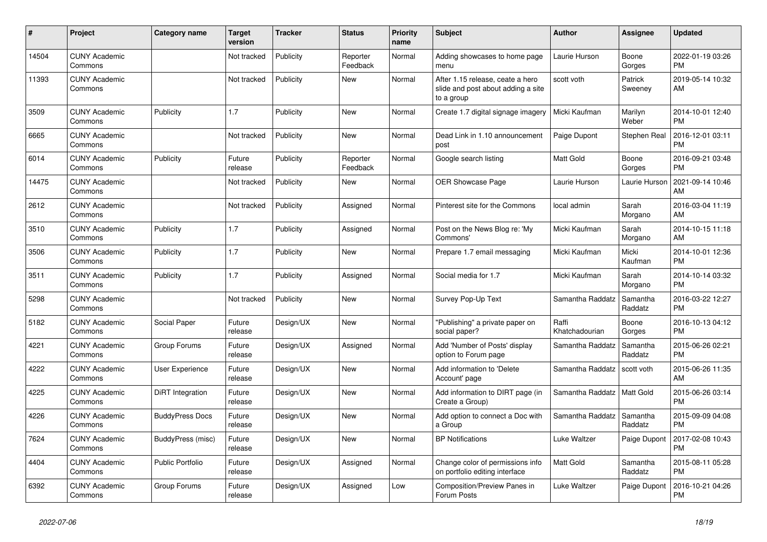| # | Project | Category name | Target version | Tracker | Status | Priority name | Subject | Author | Assignee | Updated |
|---|---|---|---|---|---|---|---|---|---|---|
| 14504 | CUNY Academic Commons | | Not tracked | Publicity | Reporter Feedback | Normal | Adding showcases to home page menu | Laurie Hurson | Boone Gorges | 2022-01-19 03:26 PM |
| 11393 | CUNY Academic Commons | | Not tracked | Publicity | New | Normal | After 1.15 release, ceate a hero slide and post about adding a site to a group | scott voth | Patrick Sweeney | 2019-05-14 10:32 AM |
| 3509 | CUNY Academic Commons | Publicity | 1.7 | Publicity | New | Normal | Create 1.7 digital signage imagery | Micki Kaufman | Marilyn Weber | 2014-10-01 12:40 PM |
| 6665 | CUNY Academic Commons | | Not tracked | Publicity | New | Normal | Dead Link in 1.10 announcement post | Paige Dupont | Stephen Real | 2016-12-01 03:11 PM |
| 6014 | CUNY Academic Commons | Publicity | Future release | Publicity | Reporter Feedback | Normal | Google search listing | Matt Gold | Boone Gorges | 2016-09-21 03:48 PM |
| 14475 | CUNY Academic Commons | | Not tracked | Publicity | New | Normal | OER Showcase Page | Laurie Hurson | Laurie Hurson | 2021-09-14 10:46 AM |
| 2612 | CUNY Academic Commons | | Not tracked | Publicity | Assigned | Normal | Pinterest site for the Commons | local admin | Sarah Morgano | 2016-03-04 11:19 AM |
| 3510 | CUNY Academic Commons | Publicity | 1.7 | Publicity | Assigned | Normal | Post on the News Blog re: 'My Commons' | Micki Kaufman | Sarah Morgano | 2014-10-15 11:18 AM |
| 3506 | CUNY Academic Commons | Publicity | 1.7 | Publicity | New | Normal | Prepare 1.7 email messaging | Micki Kaufman | Micki Kaufman | 2014-10-01 12:36 PM |
| 3511 | CUNY Academic Commons | Publicity | 1.7 | Publicity | Assigned | Normal | Social media for 1.7 | Micki Kaufman | Sarah Morgano | 2014-10-14 03:32 PM |
| 5298 | CUNY Academic Commons | | Not tracked | Publicity | New | Normal | Survey Pop-Up Text | Samantha Raddatz | Samantha Raddatz | 2016-03-22 12:27 PM |
| 5182 | CUNY Academic Commons | Social Paper | Future release | Design/UX | New | Normal | "Publishing" a private paper on social paper? | Raffi Khatchadourian | Boone Gorges | 2016-10-13 04:12 PM |
| 4221 | CUNY Academic Commons | Group Forums | Future release | Design/UX | Assigned | Normal | Add 'Number of Posts' display option to Forum page | Samantha Raddatz | Samantha Raddatz | 2015-06-26 02:21 PM |
| 4222 | CUNY Academic Commons | User Experience | Future release | Design/UX | New | Normal | Add information to 'Delete Account' page | Samantha Raddatz | scott voth | 2015-06-26 11:35 AM |
| 4225 | CUNY Academic Commons | DiRT Integration | Future release | Design/UX | New | Normal | Add information to DIRT page (in Create a Group) | Samantha Raddatz | Matt Gold | 2015-06-26 03:14 PM |
| 4226 | CUNY Academic Commons | BuddyPress Docs | Future release | Design/UX | New | Normal | Add option to connect a Doc with a Group | Samantha Raddatz | Samantha Raddatz | 2015-09-09 04:08 PM |
| 7624 | CUNY Academic Commons | BuddyPress (misc) | Future release | Design/UX | New | Normal | BP Notifications | Luke Waltzer | Paige Dupont | 2017-02-08 10:43 PM |
| 4404 | CUNY Academic Commons | Public Portfolio | Future release | Design/UX | Assigned | Normal | Change color of permissions info on portfolio editing interface | Matt Gold | Samantha Raddatz | 2015-08-11 05:28 PM |
| 6392 | CUNY Academic Commons | Group Forums | Future release | Design/UX | Assigned | Low | Composition/Preview Panes in Forum Posts | Luke Waltzer | Paige Dupont | 2016-10-21 04:26 PM |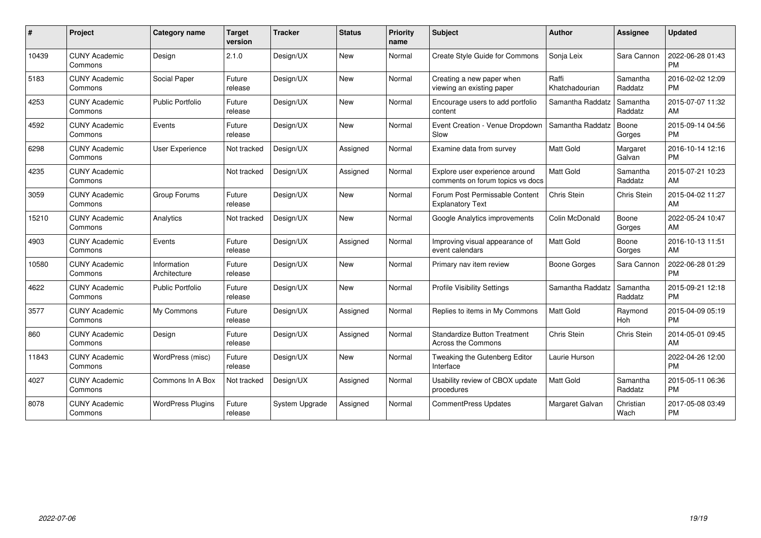| # | Project | Category name | Target version | Tracker | Status | Priority name | Subject | Author | Assignee | Updated |
|---|---|---|---|---|---|---|---|---|---|---|
| 10439 | CUNY Academic Commons | Design | 2.1.0 | Design/UX | New | Normal | Create Style Guide for Commons | Sonja Leix | Sara Cannon | 2022-06-28 01:43 PM |
| 5183 | CUNY Academic Commons | Social Paper | Future release | Design/UX | New | Normal | Creating a new paper when viewing an existing paper | Raffi Khatchadourian | Samantha Raddatz | 2016-02-02 12:09 PM |
| 4253 | CUNY Academic Commons | Public Portfolio | Future release | Design/UX | New | Normal | Encourage users to add portfolio content | Samantha Raddatz | Samantha Raddatz | 2015-07-07 11:32 AM |
| 4592 | CUNY Academic Commons | Events | Future release | Design/UX | New | Normal | Event Creation - Venue Dropdown Slow | Samantha Raddatz | Boone Gorges | 2015-09-14 04:56 PM |
| 6298 | CUNY Academic Commons | User Experience | Not tracked | Design/UX | Assigned | Normal | Examine data from survey | Matt Gold | Margaret Galvan | 2016-10-14 12:16 PM |
| 4235 | CUNY Academic Commons | | Not tracked | Design/UX | Assigned | Normal | Explore user experience around comments on forum topics vs docs | Matt Gold | Samantha Raddatz | 2015-07-21 10:23 AM |
| 3059 | CUNY Academic Commons | Group Forums | Future release | Design/UX | New | Normal | Forum Post Permissable Content Explanatory Text | Chris Stein | Chris Stein | 2015-04-02 11:27 AM |
| 15210 | CUNY Academic Commons | Analytics | Not tracked | Design/UX | New | Normal | Google Analytics improvements | Colin McDonald | Boone Gorges | 2022-05-24 10:47 AM |
| 4903 | CUNY Academic Commons | Events | Future release | Design/UX | Assigned | Normal | Improving visual appearance of event calendars | Matt Gold | Boone Gorges | 2016-10-13 11:51 AM |
| 10580 | CUNY Academic Commons | Information Architecture | Future release | Design/UX | New | Normal | Primary nav item review | Boone Gorges | Sara Cannon | 2022-06-28 01:29 PM |
| 4622 | CUNY Academic Commons | Public Portfolio | Future release | Design/UX | New | Normal | Profile Visibility Settings | Samantha Raddatz | Samantha Raddatz | 2015-09-21 12:18 PM |
| 3577 | CUNY Academic Commons | My Commons | Future release | Design/UX | Assigned | Normal | Replies to items in My Commons | Matt Gold | Raymond Hoh | 2015-04-09 05:19 PM |
| 860 | CUNY Academic Commons | Design | Future release | Design/UX | Assigned | Normal | Standardize Button Treatment Across the Commons | Chris Stein | Chris Stein | 2014-05-01 09:45 AM |
| 11843 | CUNY Academic Commons | WordPress (misc) | Future release | Design/UX | New | Normal | Tweaking the Gutenberg Editor Interface | Laurie Hurson | | 2022-04-26 12:00 PM |
| 4027 | CUNY Academic Commons | Commons In A Box | Not tracked | Design/UX | Assigned | Normal | Usability review of CBOX update procedures | Matt Gold | Samantha Raddatz | 2015-05-11 06:36 PM |
| 8078 | CUNY Academic Commons | WordPress Plugins | Future release | System Upgrade | Assigned | Normal | CommentPress Updates | Margaret Galvan | Christian Wach | 2017-05-08 03:49 PM |